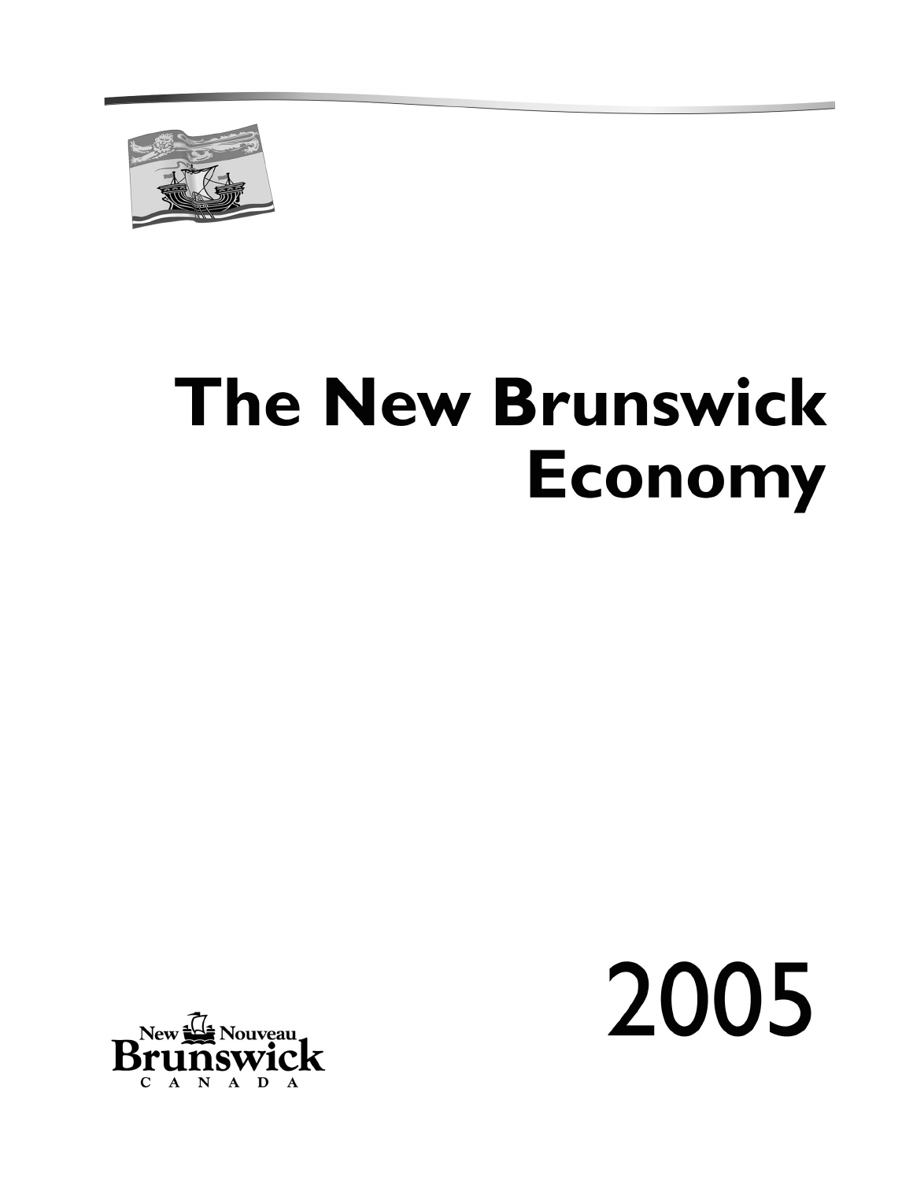# The New Brunswick Economy

2005

New Nouveau Brunswick CANADA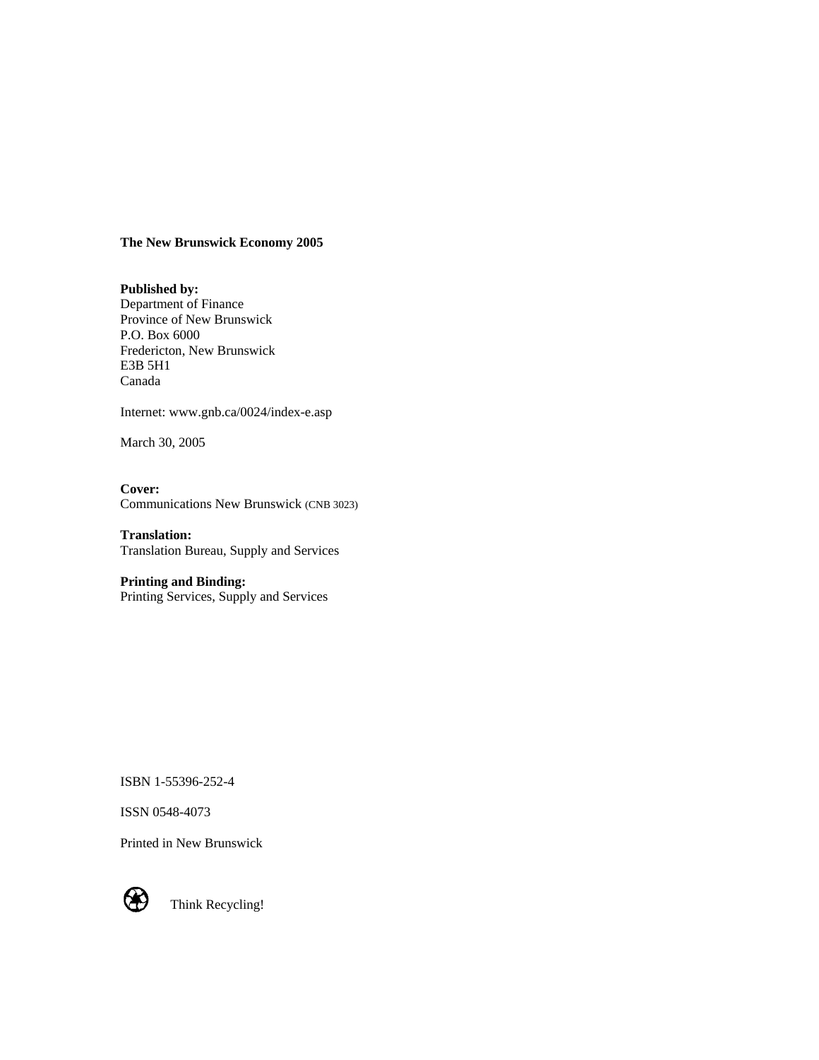**The New Brunswick Economy 2005**

**Published by:**
Department of Finance
Province of New Brunswick
P.O. Box 6000
Fredericton, New Brunswick
E3B 5H1
Canada

Internet: www.gnb.ca/0024/index-e.asp

March 30, 2005

**Cover:**
Communications New Brunswick (CNB 3023)

**Translation:**
Translation Bureau, Supply and Services

**Printing and Binding:**
Printing Services, Supply and Services

ISBN 1-55396-252-4

ISSN 0548-4073

Printed in New Brunswick

Think Recycling!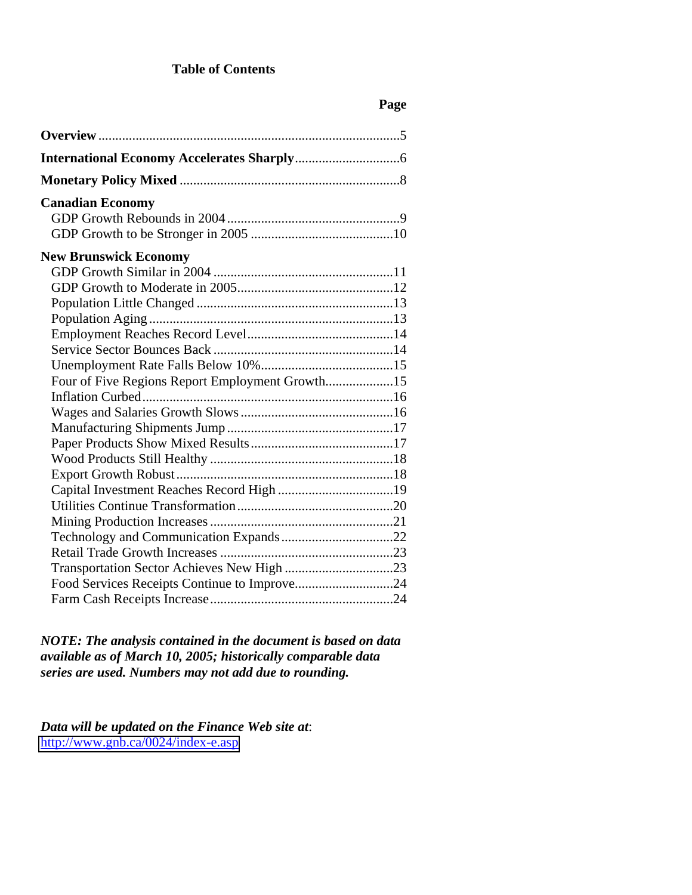# Table of Contents

| | Page |
|---|---|
| **Overview** | 5 |
| **International Economy Accelerates Sharply** | 6 |
| **Monetary Policy Mixed** | 8 |
| **Canadian Economy** | |
| GDP Growth Rebounds in 2004 | 9 |
| GDP Growth to be Stronger in 2005 | 10 |
| **New Brunswick Economy** | |
| GDP Growth Similar in 2004 | 11 |
| GDP Growth to Moderate in 2005 | 12 |
| Population Little Changed | 13 |
| Population Aging | 13 |
| Employment Reaches Record Level | 14 |
| Service Sector Bounces Back | 14 |
| Unemployment Rate Falls Below 10% | 15 |
| Four of Five Regions Report Employment Growth | 15 |
| Inflation Curbed | 16 |
| Wages and Salaries Growth Slows | 16 |
| Manufacturing Shipments Jump | 17 |
| Paper Products Show Mixed Results | 17 |
| Wood Products Still Healthy | 18 |
| Export Growth Robust | 18 |
| Capital Investment Reaches Record High | 19 |
| Utilities Continue Transformation | 20 |
| Mining Production Increases | 21 |
| Technology and Communication Expands | 22 |
| Retail Trade Growth Increases | 23 |
| Transportation Sector Achieves New High | 23 |
| Food Services Receipts Continue to Improve | 24 |
| Farm Cash Receipts Increase | 24 |

***NOTE: The analysis contained in the document is based on data available as of March 10, 2005; historically comparable data series are used. Numbers may not add due to rounding.***

***Data will be updated on the Finance Web site at***:
http://www.gnb.ca/0024/index-e.asp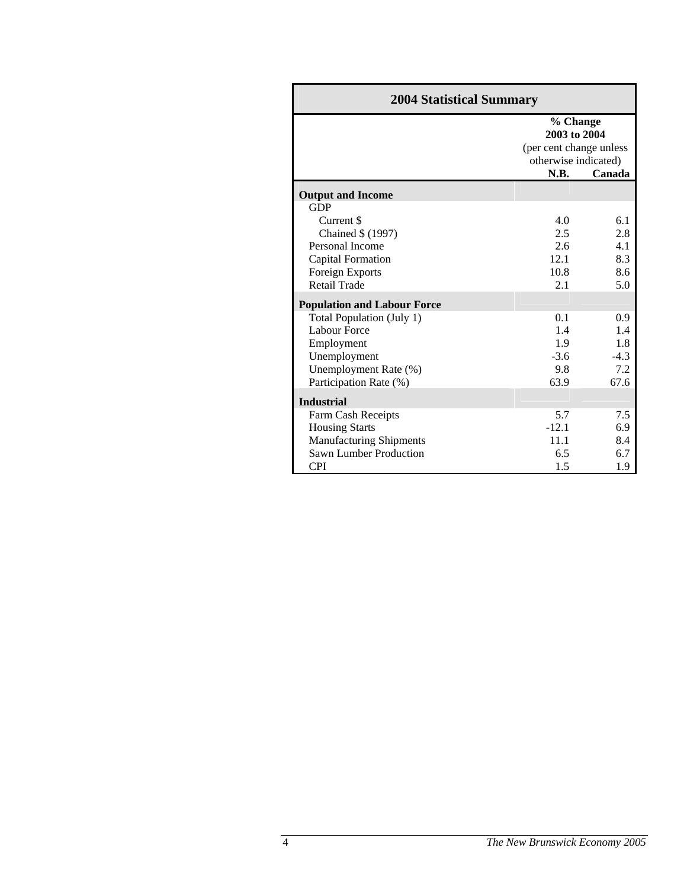| 2004 Statistical Summary | | |
|---|---|---|
| | **% Change 2003 to 2004** (per cent change unless otherwise indicated) | |
| | **N.B.** | **Canada** |
| **Output and Income** | | |
| GDP | | |
| Current $ | 4.0 | 6.1 |
| Chained $ (1997) | 2.5 | 2.8 |
| Personal Income | 2.6 | 4.1 |
| Capital Formation | 12.1 | 8.3 |
| Foreign Exports | 10.8 | 8.6 |
| Retail Trade | 2.1 | 5.0 |
| **Population and Labour Force** | | |
| Total Population (July 1) | 0.1 | 0.9 |
| Labour Force | 1.4 | 1.4 |
| Employment | 1.9 | 1.8 |
| Unemployment | -3.6 | -4.3 |
| Unemployment Rate (%) | 9.8 | 7.2 |
| Participation Rate (%) | 63.9 | 67.6 |
| **Industrial** | | |
| Farm Cash Receipts | 5.7 | 7.5 |
| Housing Starts | -12.1 | 6.9 |
| Manufacturing Shipments | 11.1 | 8.4 |
| Sawn Lumber Production | 6.5 | 6.7 |
| CPI | 1.5 | 1.9 |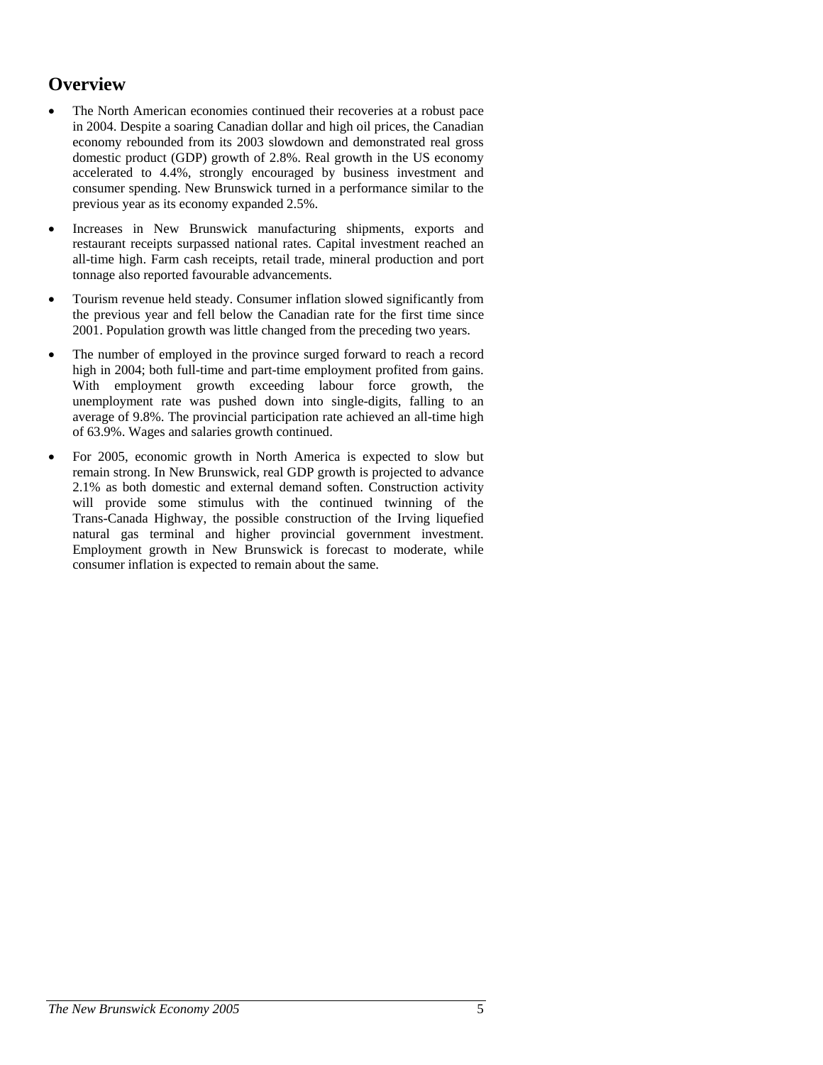## Overview

- The North American economies continued their recoveries at a robust pace in 2004. Despite a soaring Canadian dollar and high oil prices, the Canadian economy rebounded from its 2003 slowdown and demonstrated real gross domestic product (GDP) growth of 2.8%. Real growth in the US economy accelerated to 4.4%, strongly encouraged by business investment and consumer spending. New Brunswick turned in a performance similar to the previous year as its economy expanded 2.5%.
- Increases in New Brunswick manufacturing shipments, exports and restaurant receipts surpassed national rates. Capital investment reached an all-time high. Farm cash receipts, retail trade, mineral production and port tonnage also reported favourable advancements.
- Tourism revenue held steady. Consumer inflation slowed significantly from the previous year and fell below the Canadian rate for the first time since 2001. Population growth was little changed from the preceding two years.
- The number of employed in the province surged forward to reach a record high in 2004; both full-time and part-time employment profited from gains. With employment growth exceeding labour force growth, the unemployment rate was pushed down into single-digits, falling to an average of 9.8%. The provincial participation rate achieved an all-time high of 63.9%. Wages and salaries growth continued.
- For 2005, economic growth in North America is expected to slow but remain strong. In New Brunswick, real GDP growth is projected to advance 2.1% as both domestic and external demand soften. Construction activity will provide some stimulus with the continued twinning of the Trans-Canada Highway, the possible construction of the Irving liquefied natural gas terminal and higher provincial government investment. Employment growth in New Brunswick is forecast to moderate, while consumer inflation is expected to remain about the same.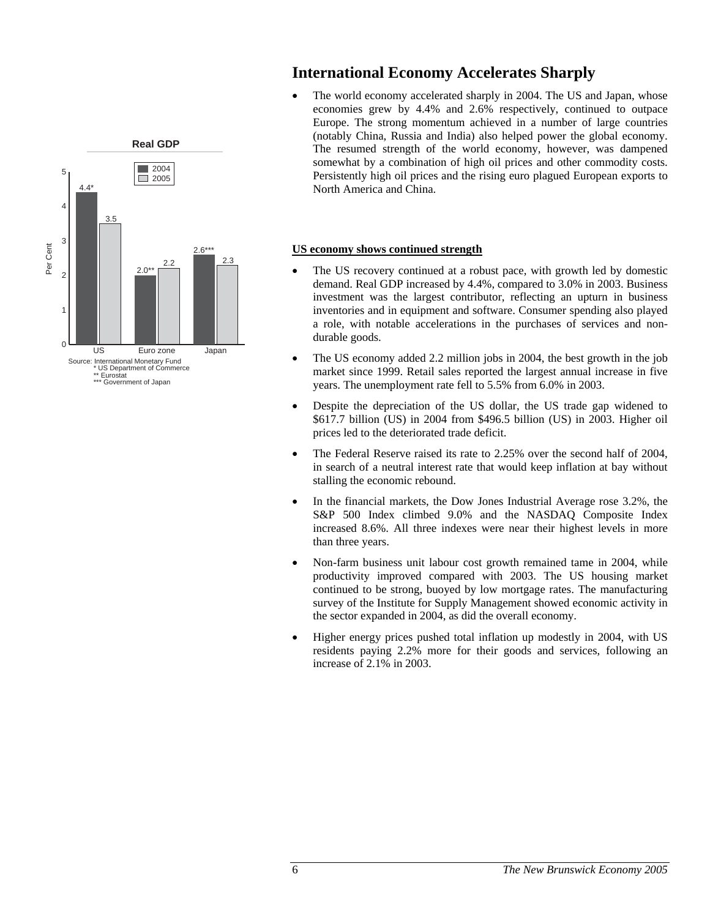**Real GDP**

| Per Cent | 2004 | 2005 |
|---|---|---|
| US | 4.4* | 3.5 |
| Euro zone | 2.0** | 2.2 |
| Japan | 2.6*** | 2.3 |

Source: International Monetary Fund
\* US Department of Commerce
\*\* Eurostat
\*\*\* Government of Japan

## International Economy Accelerates Sharply

- The world economy accelerated sharply in 2004. The US and Japan, whose economies grew by 4.4% and 2.6% respectively, continued to outpace Europe. The strong momentum achieved in a number of large countries (notably China, Russia and India) also helped power the global economy. The resumed strength of the world economy, however, was dampened somewhat by a combination of high oil prices and other commodity costs. Persistently high oil prices and the rising euro plagued European exports to North America and China.

### US economy shows continued strength

- The US recovery continued at a robust pace, with growth led by domestic demand. Real GDP increased by 4.4%, compared to 3.0% in 2003. Business investment was the largest contributor, reflecting an upturn in business inventories and in equipment and software. Consumer spending also played a role, with notable accelerations in the purchases of services and non-durable goods.
- The US economy added 2.2 million jobs in 2004, the best growth in the job market since 1999. Retail sales reported the largest annual increase in five years. The unemployment rate fell to 5.5% from 6.0% in 2003.
- Despite the depreciation of the US dollar, the US trade gap widened to $617.7 billion (US) in 2004 from $496.5 billion (US) in 2003. Higher oil prices led to the deteriorated trade deficit.
- The Federal Reserve raised its rate to 2.25% over the second half of 2004, in search of a neutral interest rate that would keep inflation at bay without stalling the economic rebound.
- In the financial markets, the Dow Jones Industrial Average rose 3.2%, the S&P 500 Index climbed 9.0% and the NASDAQ Composite Index increased 8.6%. All three indexes were near their highest levels in more than three years.
- Non-farm business unit labour cost growth remained tame in 2004, while productivity improved compared with 2003. The US housing market continued to be strong, buoyed by low mortgage rates. The manufacturing survey of the Institute for Supply Management showed economic activity in the sector expanded in 2004, as did the overall economy.
- Higher energy prices pushed total inflation up modestly in 2004, with US residents paying 2.2% more for their goods and services, following an increase of 2.1% in 2003.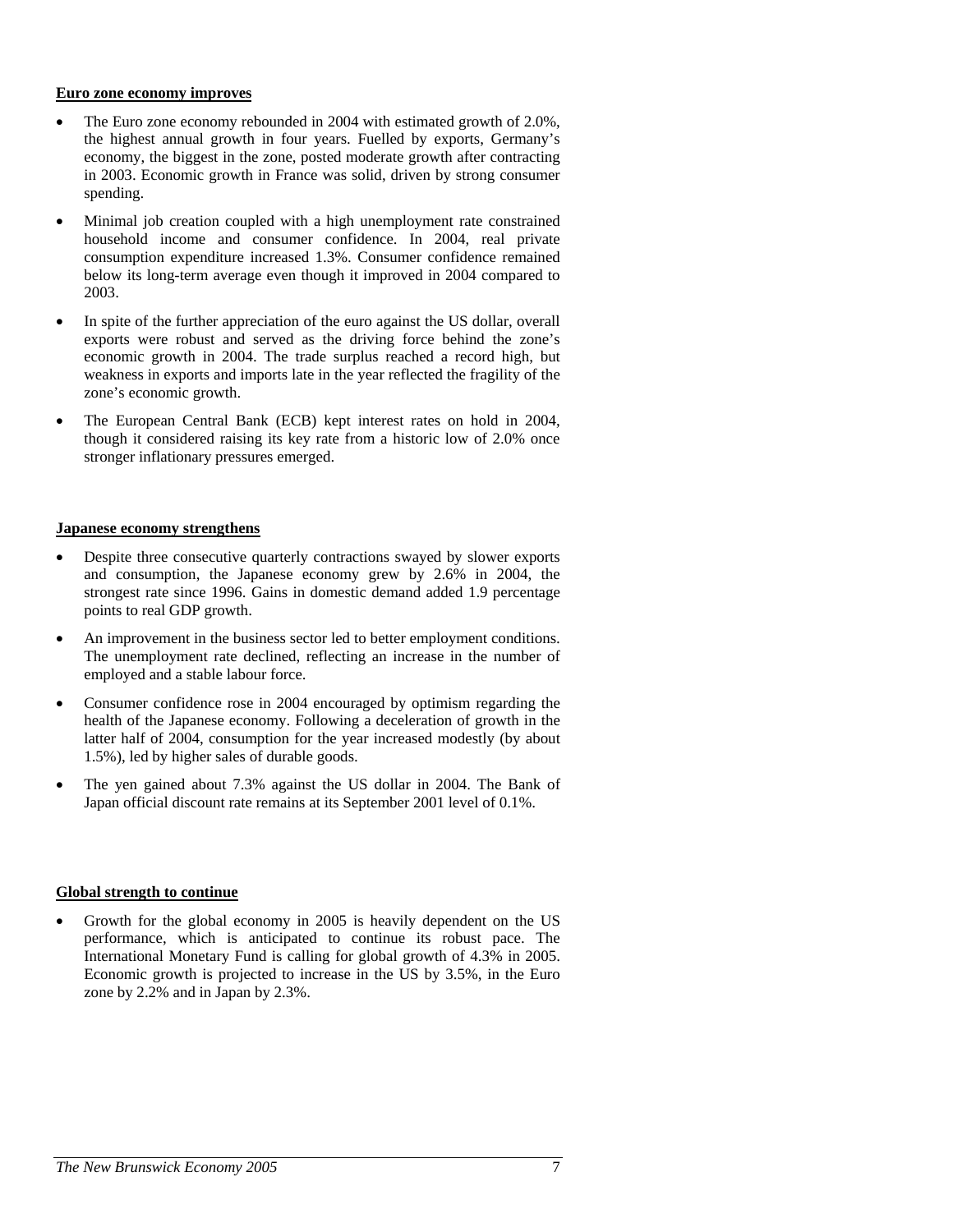**Euro zone economy improves**

- The Euro zone economy rebounded in 2004 with estimated growth of 2.0%, the highest annual growth in four years. Fuelled by exports, Germany's economy, the biggest in the zone, posted moderate growth after contracting in 2003. Economic growth in France was solid, driven by strong consumer spending.
- Minimal job creation coupled with a high unemployment rate constrained household income and consumer confidence. In 2004, real private consumption expenditure increased 1.3%. Consumer confidence remained below its long-term average even though it improved in 2004 compared to 2003.
- In spite of the further appreciation of the euro against the US dollar, overall exports were robust and served as the driving force behind the zone's economic growth in 2004. The trade surplus reached a record high, but weakness in exports and imports late in the year reflected the fragility of the zone's economic growth.
- The European Central Bank (ECB) kept interest rates on hold in 2004, though it considered raising its key rate from a historic low of 2.0% once stronger inflationary pressures emerged.

**Japanese economy strengthens**

- Despite three consecutive quarterly contractions swayed by slower exports and consumption, the Japanese economy grew by 2.6% in 2004, the strongest rate since 1996. Gains in domestic demand added 1.9 percentage points to real GDP growth.
- An improvement in the business sector led to better employment conditions. The unemployment rate declined, reflecting an increase in the number of employed and a stable labour force.
- Consumer confidence rose in 2004 encouraged by optimism regarding the health of the Japanese economy. Following a deceleration of growth in the latter half of 2004, consumption for the year increased modestly (by about 1.5%), led by higher sales of durable goods.
- The yen gained about 7.3% against the US dollar in 2004. The Bank of Japan official discount rate remains at its September 2001 level of 0.1%.

**Global strength to continue**

- Growth for the global economy in 2005 is heavily dependent on the US performance, which is anticipated to continue its robust pace. The International Monetary Fund is calling for global growth of 4.3% in 2005. Economic growth is projected to increase in the US by 3.5%, in the Euro zone by 2.2% and in Japan by 2.3%.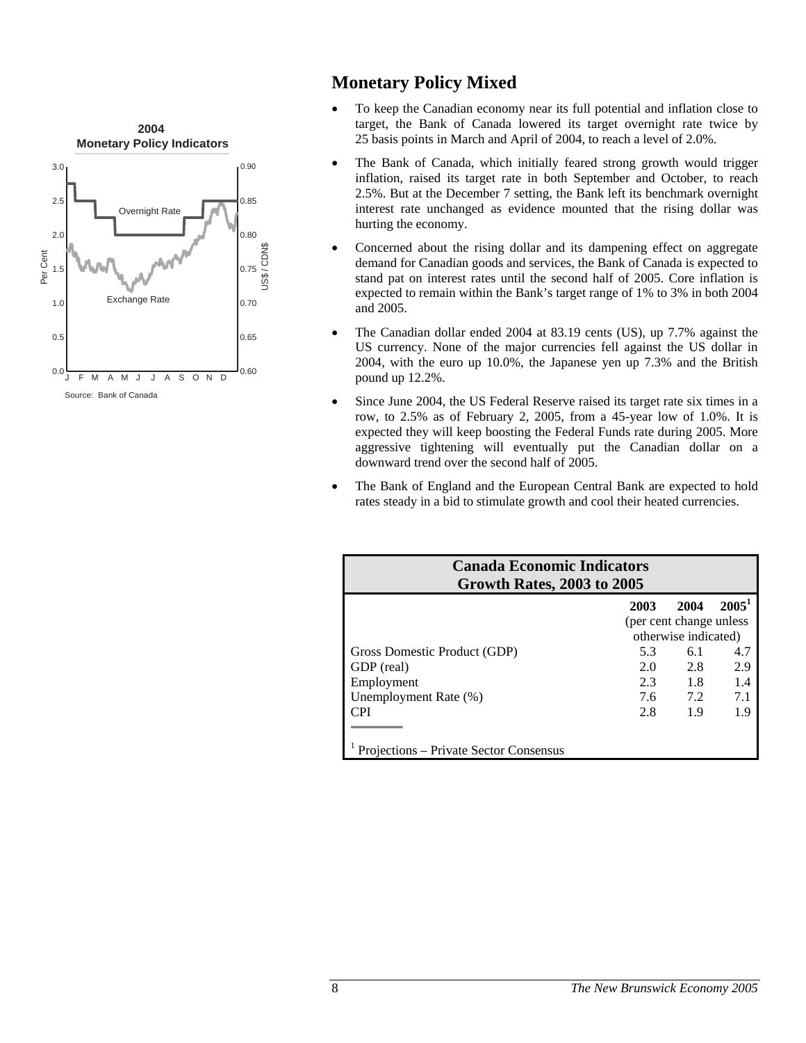**2004**
**Monetary Policy Indicators**

Source: Bank of Canada

## Monetary Policy Mixed

- To keep the Canadian economy near its full potential and inflation close to target, the Bank of Canada lowered its target overnight rate twice by 25 basis points in March and April of 2004, to reach a level of 2.0%.
- The Bank of Canada, which initially feared strong growth would trigger inflation, raised its target rate in both September and October, to reach 2.5%. But at the December 7 setting, the Bank left its benchmark overnight interest rate unchanged as evidence mounted that the rising dollar was hurting the economy.
- Concerned about the rising dollar and its dampening effect on aggregate demand for Canadian goods and services, the Bank of Canada is expected to stand pat on interest rates until the second half of 2005. Core inflation is expected to remain within the Bank's target range of 1% to 3% in both 2004 and 2005.
- The Canadian dollar ended 2004 at 83.19 cents (US), up 7.7% against the US currency. None of the major currencies fell against the US dollar in 2004, with the euro up 10.0%, the Japanese yen up 7.3% and the British pound up 12.2%.
- Since June 2004, the US Federal Reserve raised its target rate six times in a row, to 2.5% as of February 2, 2005, from a 45-year low of 1.0%. It is expected they will keep boosting the Federal Funds rate during 2005. More aggressive tightening will eventually put the Canadian dollar on a downward trend over the second half of 2005.
- The Bank of England and the European Central Bank are expected to hold rates steady in a bid to stimulate growth and cool their heated currencies.

**Canada Economic Indicators**
**Growth Rates, 2003 to 2005**

| | 2003 | 2004 | 2005[1] |
|---|---|---|---|
| | (per cent change unless otherwise indicated) | | |
| Gross Domestic Product (GDP) | 5.3 | 6.1 | 4.7 |
| GDP (real) | 2.0 | 2.8 | 2.9 |
| Employment | 2.3 | 1.8 | 1.4 |
| Unemployment Rate (%) | 7.6 | 7.2 | 7.1 |
| CPI | 2.8 | 1.9 | 1.9 |

[1] Projections – Private Sector Consensus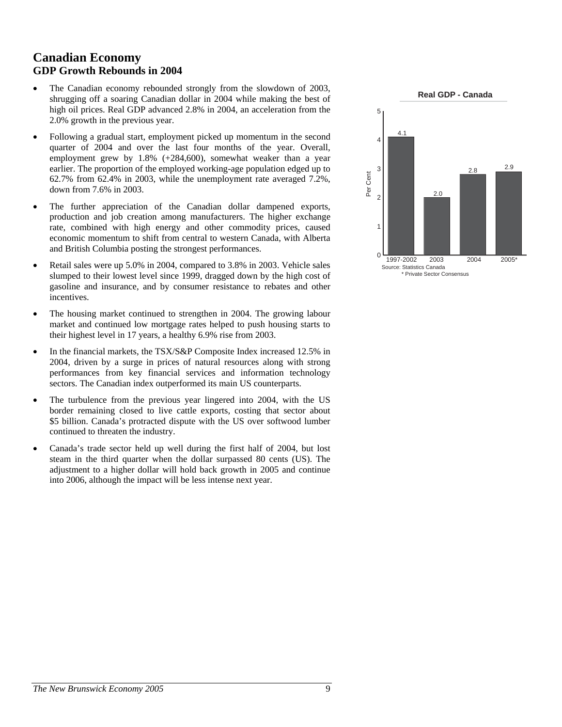# Canadian Economy

## GDP Growth Rebounds in 2004

- The Canadian economy rebounded strongly from the slowdown of 2003, shrugging off a soaring Canadian dollar in 2004 while making the best of high oil prices. Real GDP advanced 2.8% in 2004, an acceleration from the 2.0% growth in the previous year.
- Following a gradual start, employment picked up momentum in the second quarter of 2004 and over the last four months of the year. Overall, employment grew by 1.8% (+284,600), somewhat weaker than a year earlier. The proportion of the employed working-age population edged up to 62.7% from 62.4% in 2003, while the unemployment rate averaged 7.2%, down from 7.6% in 2003.
- The further appreciation of the Canadian dollar dampened exports, production and job creation among manufacturers. The higher exchange rate, combined with high energy and other commodity prices, caused economic momentum to shift from central to western Canada, with Alberta and British Columbia posting the strongest performances.
- Retail sales were up 5.0% in 2004, compared to 3.8% in 2003. Vehicle sales slumped to their lowest level since 1999, dragged down by the high cost of gasoline and insurance, and by consumer resistance to rebates and other incentives.
- The housing market continued to strengthen in 2004. The growing labour market and continued low mortgage rates helped to push housing starts to their highest level in 17 years, a healthy 6.9% rise from 2003.
- In the financial markets, the TSX/S&P Composite Index increased 12.5% in 2004, driven by a surge in prices of natural resources along with strong performances from key financial services and information technology sectors. The Canadian index outperformed its main US counterparts.
- The turbulence from the previous year lingered into 2004, with the US border remaining closed to live cattle exports, costing that sector about $5 billion. Canada's protracted dispute with the US over softwood lumber continued to threaten the industry.
- Canada's trade sector held up well during the first half of 2004, but lost steam in the third quarter when the dollar surpassed 80 cents (US). The adjustment to a higher dollar will hold back growth in 2005 and continue into 2006, although the impact will be less intense next year.

**Real GDP - Canada**

| | 1997-2002 | 2003 | 2004 | 2005* |
|---|---|---|---|---|
| Per Cent | 4.1 | 2.0 | 2.8 | 2.9 |

Source: Statistics Canada

\* Private Sector Consensus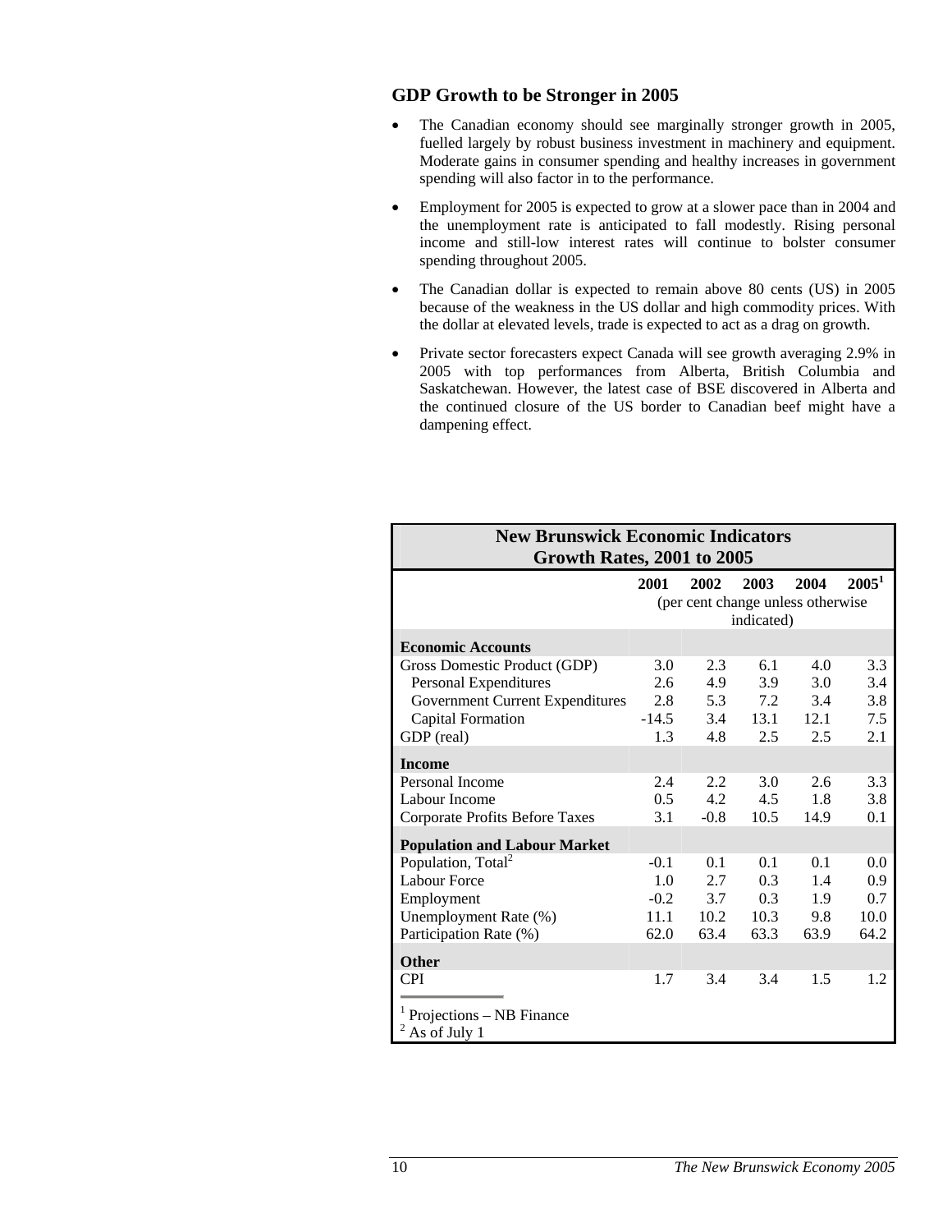## GDP Growth to be Stronger in 2005

- The Canadian economy should see marginally stronger growth in 2005, fuelled largely by robust business investment in machinery and equipment. Moderate gains in consumer spending and healthy increases in government spending will also factor in to the performance.
- Employment for 2005 is expected to grow at a slower pace than in 2004 and the unemployment rate is anticipated to fall modestly. Rising personal income and still-low interest rates will continue to bolster consumer spending throughout 2005.
- The Canadian dollar is expected to remain above 80 cents (US) in 2005 because of the weakness in the US dollar and high commodity prices. With the dollar at elevated levels, trade is expected to act as a drag on growth.
- Private sector forecasters expect Canada will see growth averaging 2.9% in 2005 with top performances from Alberta, British Columbia and Saskatchewan. However, the latest case of BSE discovered in Alberta and the continued closure of the US border to Canadian beef might have a dampening effect.

**New Brunswick Economic Indicators**
**Growth Rates, 2001 to 2005**

| | 2001 | 2002 | 2003 | 2004 | 2005[1] |
|---|---|---|---|---|---|
| | (per cent change unless otherwise indicated) | | | | |
| **Economic Accounts** | | | | | |
| Gross Domestic Product (GDP) | 3.0 | 2.3 | 6.1 | 4.0 | 3.3 |
| Personal Expenditures | 2.6 | 4.9 | 3.9 | 3.0 | 3.4 |
| Government Current Expenditures | 2.8 | 5.3 | 7.2 | 3.4 | 3.8 |
| Capital Formation | -14.5 | 3.4 | 13.1 | 12.1 | 7.5 |
| GDP (real) | 1.3 | 4.8 | 2.5 | 2.5 | 2.1 |
| **Income** | | | | | |
| Personal Income | 2.4 | 2.2 | 3.0 | 2.6 | 3.3 |
| Labour Income | 0.5 | 4.2 | 4.5 | 1.8 | 3.8 |
| Corporate Profits Before Taxes | 3.1 | -0.8 | 10.5 | 14.9 | 0.1 |
| **Population and Labour Market** | | | | | |
| Population, Total[2] | -0.1 | 0.1 | 0.1 | 0.1 | 0.0 |
| Labour Force | 1.0 | 2.7 | 0.3 | 1.4 | 0.9 |
| Employment | -0.2 | 3.7 | 0.3 | 1.9 | 0.7 |
| Unemployment Rate (%) | 11.1 | 10.2 | 10.3 | 9.8 | 10.0 |
| Participation Rate (%) | 62.0 | 63.4 | 63.3 | 63.9 | 64.2 |
| **Other** | | | | | |
| CPI | 1.7 | 3.4 | 3.4 | 1.5 | 1.2 |

[1] Projections – NB Finance
[2] As of July 1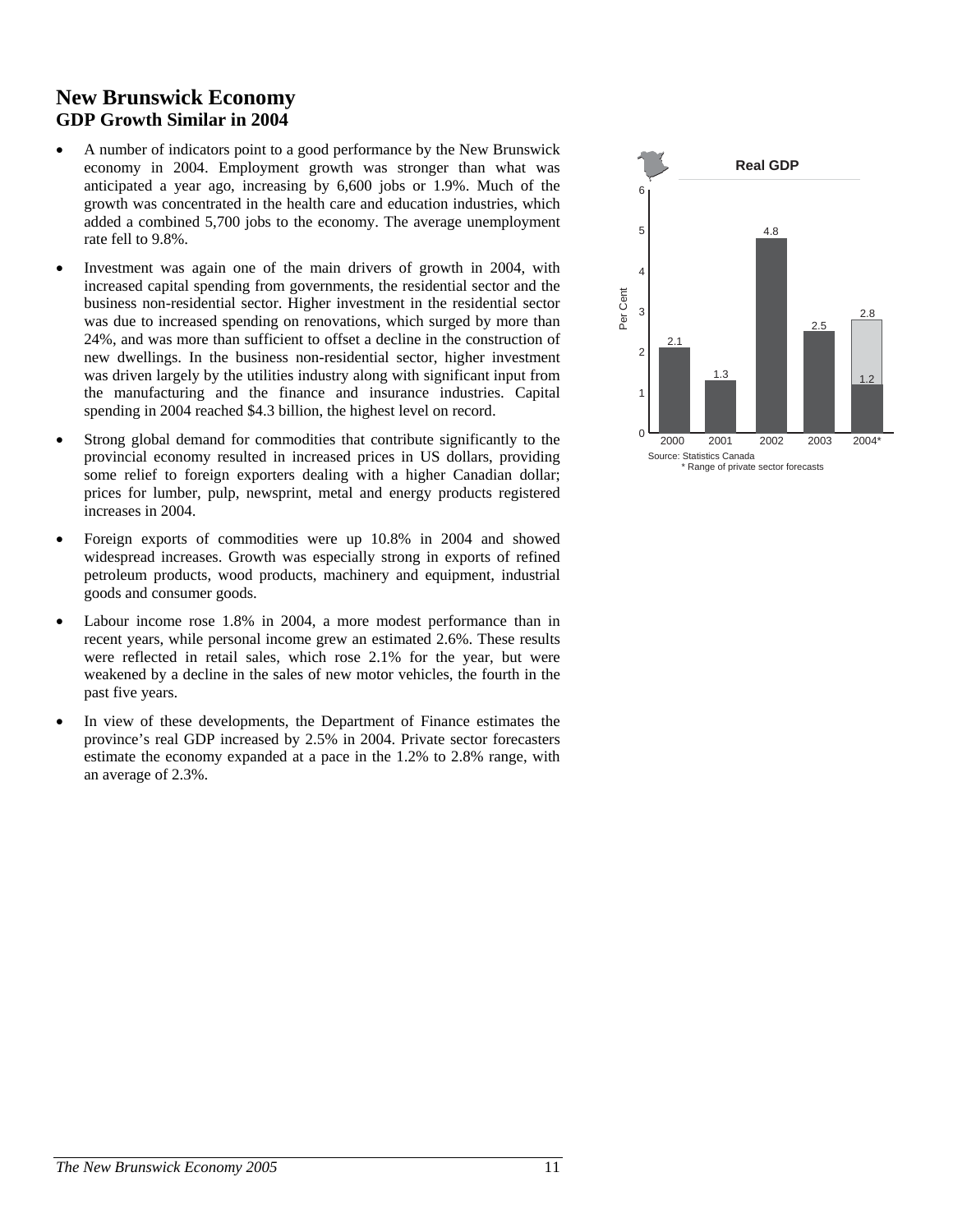# New Brunswick Economy
## GDP Growth Similar in 2004

- A number of indicators point to a good performance by the New Brunswick economy in 2004. Employment growth was stronger than what was anticipated a year ago, increasing by 6,600 jobs or 1.9%. Much of the growth was concentrated in the health care and education industries, which added a combined 5,700 jobs to the economy. The average unemployment rate fell to 9.8%.

- Investment was again one of the main drivers of growth in 2004, with increased capital spending from governments, the residential sector and the business non-residential sector. Higher investment in the residential sector was due to increased spending on renovations, which surged by more than 24%, and was more than sufficient to offset a decline in the construction of new dwellings. In the business non-residential sector, higher investment was driven largely by the utilities industry along with significant input from the manufacturing and the finance and insurance industries. Capital spending in 2004 reached $4.3 billion, the highest level on record.

- Strong global demand for commodities that contribute significantly to the provincial economy resulted in increased prices in US dollars, providing some relief to foreign exporters dealing with a higher Canadian dollar; prices for lumber, pulp, newsprint, metal and energy products registered increases in 2004.

- Foreign exports of commodities were up 10.8% in 2004 and showed widespread increases. Growth was especially strong in exports of refined petroleum products, wood products, machinery and equipment, industrial goods and consumer goods.

- Labour income rose 1.8% in 2004, a more modest performance than in recent years, while personal income grew an estimated 2.6%. These results were reflected in retail sales, which rose 2.1% for the year, but were weakened by a decline in the sales of new motor vehicles, the fourth in the past five years.

- In view of these developments, the Department of Finance estimates the province's real GDP increased by 2.5% in 2004. Private sector forecasters estimate the economy expanded at a pace in the 1.2% to 2.8% range, with an average of 2.3%.

**Real GDP**

| Year | Per Cent |
|---|---|
| 2000 | 2.1 |
| 2001 | 1.3 |
| 2002 | 4.8 |
| 2003 | 2.5 |
| 2004* | 1.2 – 2.8 |

Source: Statistics Canada
\* Range of private sector forecasts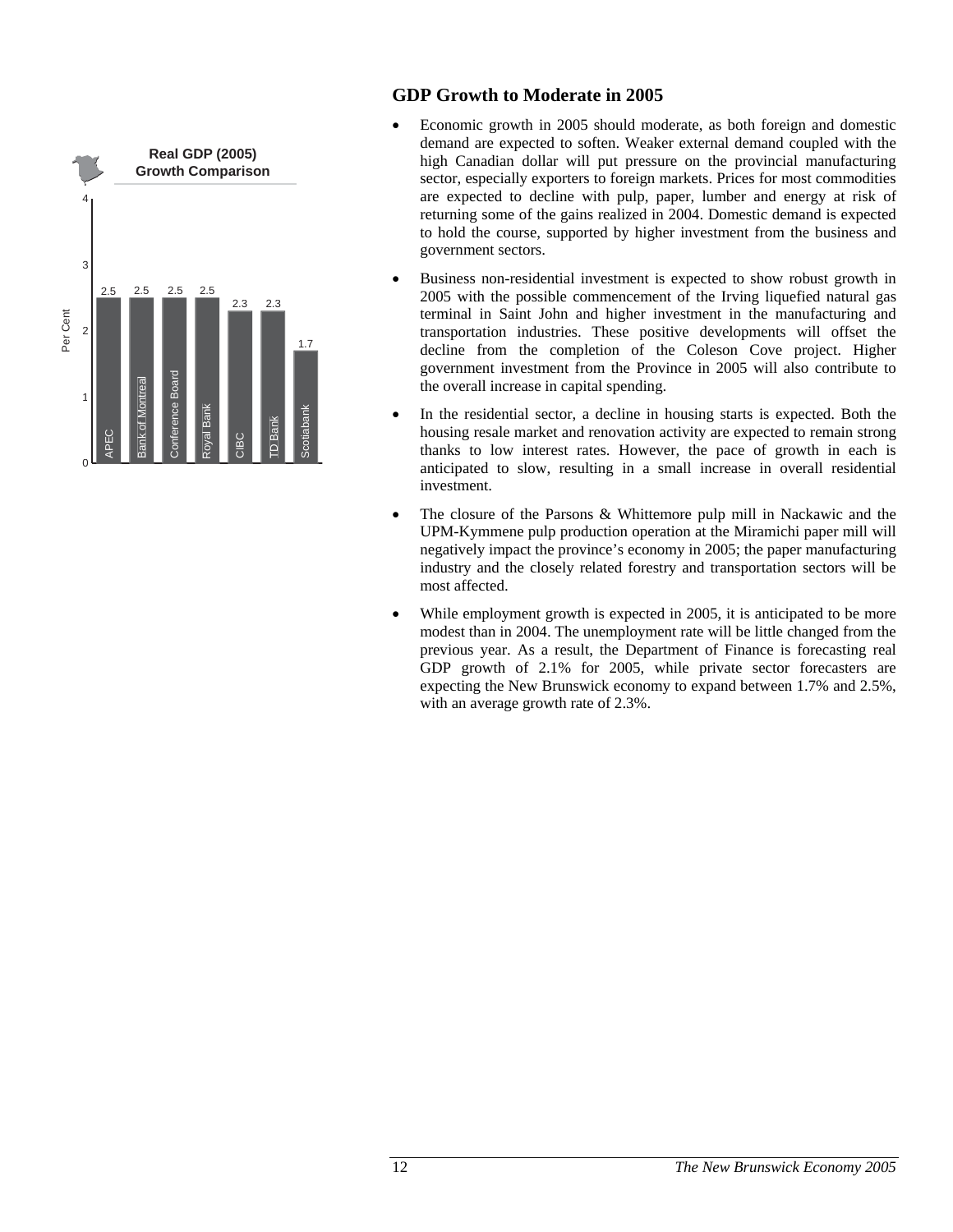**Real GDP (2005) Growth Comparison**

| Forecaster | Per Cent |
|---|---|
| APEC | 2.5 |
| Bank of Montreal | 2.5 |
| Conference Board | 2.5 |
| Royal Bank | 2.5 |
| CIBC | 2.3 |
| TD Bank | 2.3 |
| Scotiabank | 1.7 |

## GDP Growth to Moderate in 2005

- Economic growth in 2005 should moderate, as both foreign and domestic demand are expected to soften. Weaker external demand coupled with the high Canadian dollar will put pressure on the provincial manufacturing sector, especially exporters to foreign markets. Prices for most commodities are expected to decline with pulp, paper, lumber and energy at risk of returning some of the gains realized in 2004. Domestic demand is expected to hold the course, supported by higher investment from the business and government sectors.
- Business non-residential investment is expected to show robust growth in 2005 with the possible commencement of the Irving liquefied natural gas terminal in Saint John and higher investment in the manufacturing and transportation industries. These positive developments will offset the decline from the completion of the Coleson Cove project. Higher government investment from the Province in 2005 will also contribute to the overall increase in capital spending.
- In the residential sector, a decline in housing starts is expected. Both the housing resale market and renovation activity are expected to remain strong thanks to low interest rates. However, the pace of growth in each is anticipated to slow, resulting in a small increase in overall residential investment.
- The closure of the Parsons & Whittemore pulp mill in Nackawic and the UPM-Kymmene pulp production operation at the Miramichi paper mill will negatively impact the province's economy in 2005; the paper manufacturing industry and the closely related forestry and transportation sectors will be most affected.
- While employment growth is expected in 2005, it is anticipated to be more modest than in 2004. The unemployment rate will be little changed from the previous year. As a result, the Department of Finance is forecasting real GDP growth of 2.1% for 2005, while private sector forecasters are expecting the New Brunswick economy to expand between 1.7% and 2.5%, with an average growth rate of 2.3%.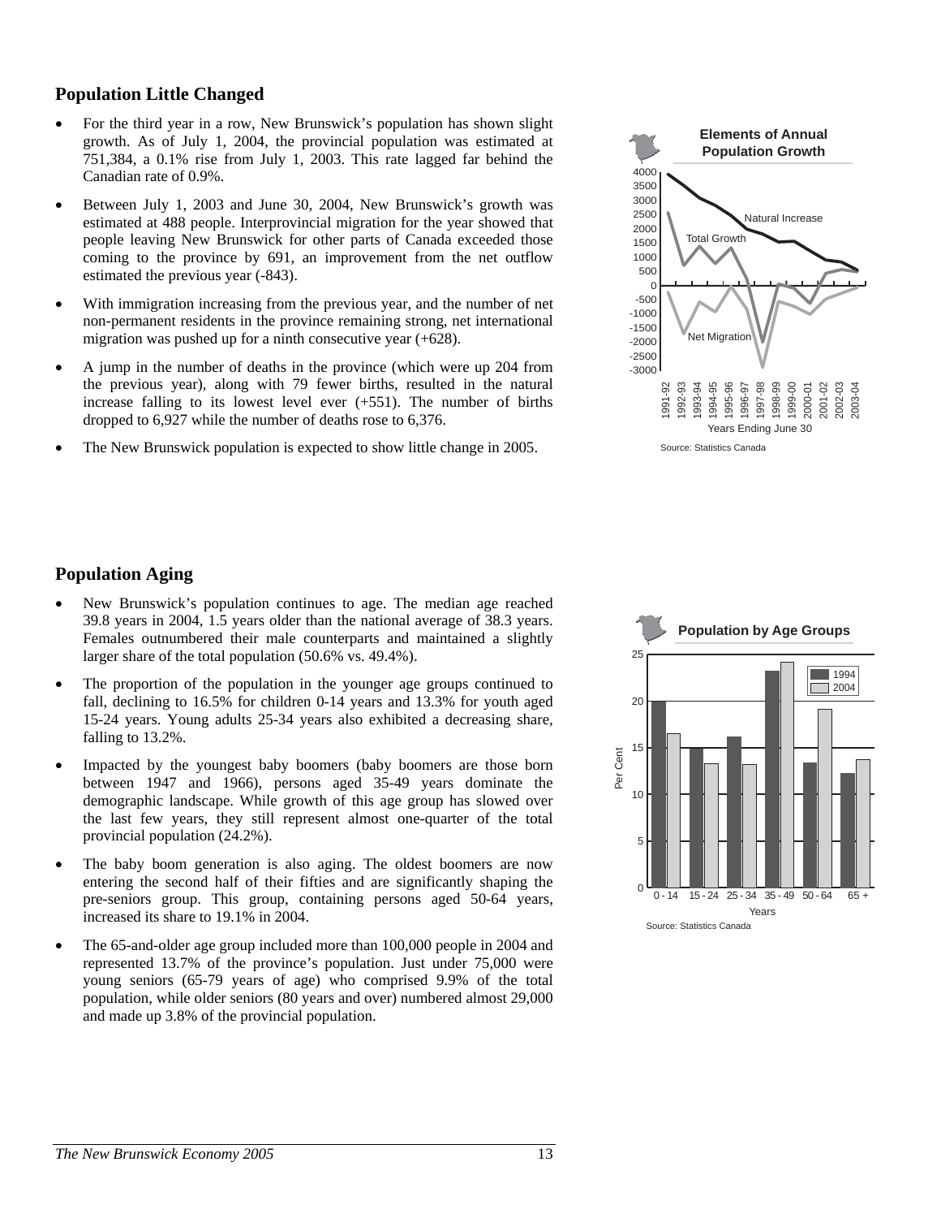## Population Little Changed

- For the third year in a row, New Brunswick's population has shown slight growth. As of July 1, 2004, the provincial population was estimated at 751,384, a 0.1% rise from July 1, 2003. This rate lagged far behind the Canadian rate of 0.9%.
- Between July 1, 2003 and June 30, 2004, New Brunswick's growth was estimated at 488 people. Interprovincial migration for the year showed that people leaving New Brunswick for other parts of Canada exceeded those coming to the province by 691, an improvement from the net outflow estimated the previous year (-843).
- With immigration increasing from the previous year, and the number of net non-permanent residents in the province remaining strong, net international migration was pushed up for a ninth consecutive year (+628).
- A jump in the number of deaths in the province (which were up 204 from the previous year), along with 79 fewer births, resulted in the natural increase falling to its lowest level ever (+551). The number of births dropped to 6,927 while the number of deaths rose to 6,376.
- The New Brunswick population is expected to show little change in 2005.

**Elements of Annual Population Growth**

Source: Statistics Canada

## Population Aging

- New Brunswick's population continues to age. The median age reached 39.8 years in 2004, 1.5 years older than the national average of 38.3 years. Females outnumbered their male counterparts and maintained a slightly larger share of the total population (50.6% vs. 49.4%).
- The proportion of the population in the younger age groups continued to fall, declining to 16.5% for children 0-14 years and 13.3% for youth aged 15-24 years. Young adults 25-34 years also exhibited a decreasing share, falling to 13.2%.
- Impacted by the youngest baby boomers (baby boomers are those born between 1947 and 1966), persons aged 35-49 years dominate the demographic landscape. While growth of this age group has slowed over the last few years, they still represent almost one-quarter of the total provincial population (24.2%).
- The baby boom generation is also aging. The oldest boomers are now entering the second half of their fifties and are significantly shaping the pre-seniors group. This group, containing persons aged 50-64 years, increased its share to 19.1% in 2004.
- The 65-and-older age group included more than 100,000 people in 2004 and represented 13.7% of the province's population. Just under 75,000 were young seniors (65-79 years of age) who comprised 9.9% of the total population, while older seniors (80 years and over) numbered almost 29,000 and made up 3.8% of the provincial population.

**Population by Age Groups**

Source: Statistics Canada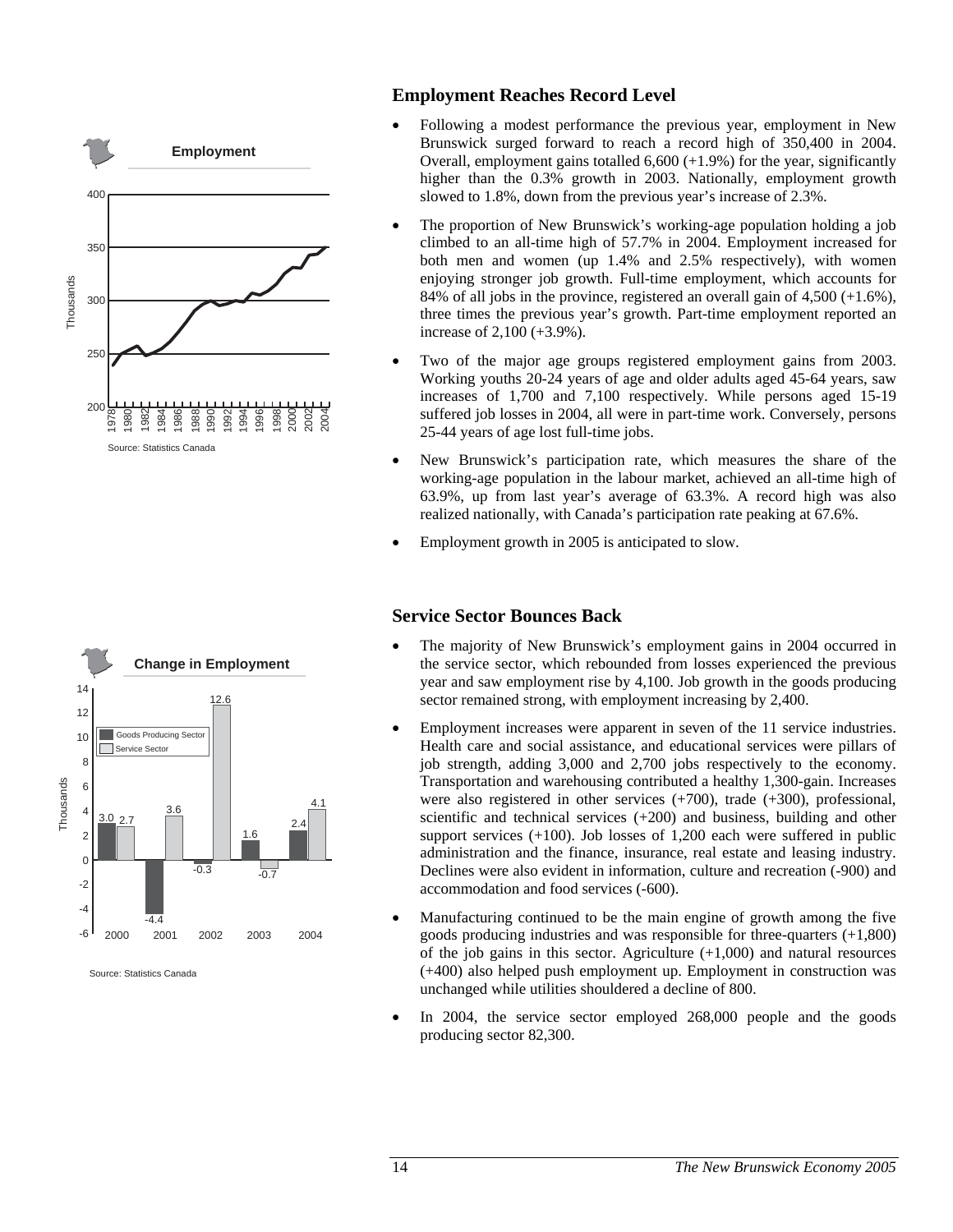**Employment**

Source: Statistics Canada

**Change in Employment**

| | Goods Producing Sector | Service Sector |
|---|---|---|
| 2000 | 3.0 | 2.7 |
| 2001 | -4.4 | 3.6 |
| 2002 | -0.3 | 12.6 |
| 2003 | 1.6 | -0.7 |
| 2004 | 2.4 | 4.1 |

Source: Statistics Canada

## Employment Reaches Record Level

- Following a modest performance the previous year, employment in New Brunswick surged forward to reach a record high of 350,400 in 2004. Overall, employment gains totalled 6,600 (+1.9%) for the year, significantly higher than the 0.3% growth in 2003. Nationally, employment growth slowed to 1.8%, down from the previous year's increase of 2.3%.
- The proportion of New Brunswick's working-age population holding a job climbed to an all-time high of 57.7% in 2004. Employment increased for both men and women (up 1.4% and 2.5% respectively), with women enjoying stronger job growth. Full-time employment, which accounts for 84% of all jobs in the province, registered an overall gain of 4,500 (+1.6%), three times the previous year's growth. Part-time employment reported an increase of 2,100 (+3.9%).
- Two of the major age groups registered employment gains from 2003. Working youths 20-24 years of age and older adults aged 45-64 years, saw increases of 1,700 and 7,100 respectively. While persons aged 15-19 suffered job losses in 2004, all were in part-time work. Conversely, persons 25-44 years of age lost full-time jobs.
- New Brunswick's participation rate, which measures the share of the working-age population in the labour market, achieved an all-time high of 63.9%, up from last year's average of 63.3%. A record high was also realized nationally, with Canada's participation rate peaking at 67.6%.
- Employment growth in 2005 is anticipated to slow.

## Service Sector Bounces Back

- The majority of New Brunswick's employment gains in 2004 occurred in the service sector, which rebounded from losses experienced the previous year and saw employment rise by 4,100. Job growth in the goods producing sector remained strong, with employment increasing by 2,400.
- Employment increases were apparent in seven of the 11 service industries. Health care and social assistance, and educational services were pillars of job strength, adding 3,000 and 2,700 jobs respectively to the economy. Transportation and warehousing contributed a healthy 1,300-gain. Increases were also registered in other services (+700), trade (+300), professional, scientific and technical services (+200) and business, building and other support services (+100). Job losses of 1,200 each were suffered in public administration and the finance, insurance, real estate and leasing industry. Declines were also evident in information, culture and recreation (-900) and accommodation and food services (-600).
- Manufacturing continued to be the main engine of growth among the five goods producing industries and was responsible for three-quarters (+1,800) of the job gains in this sector. Agriculture (+1,000) and natural resources (+400) also helped push employment up. Employment in construction was unchanged while utilities shouldered a decline of 800.
- In 2004, the service sector employed 268,000 people and the goods producing sector 82,300.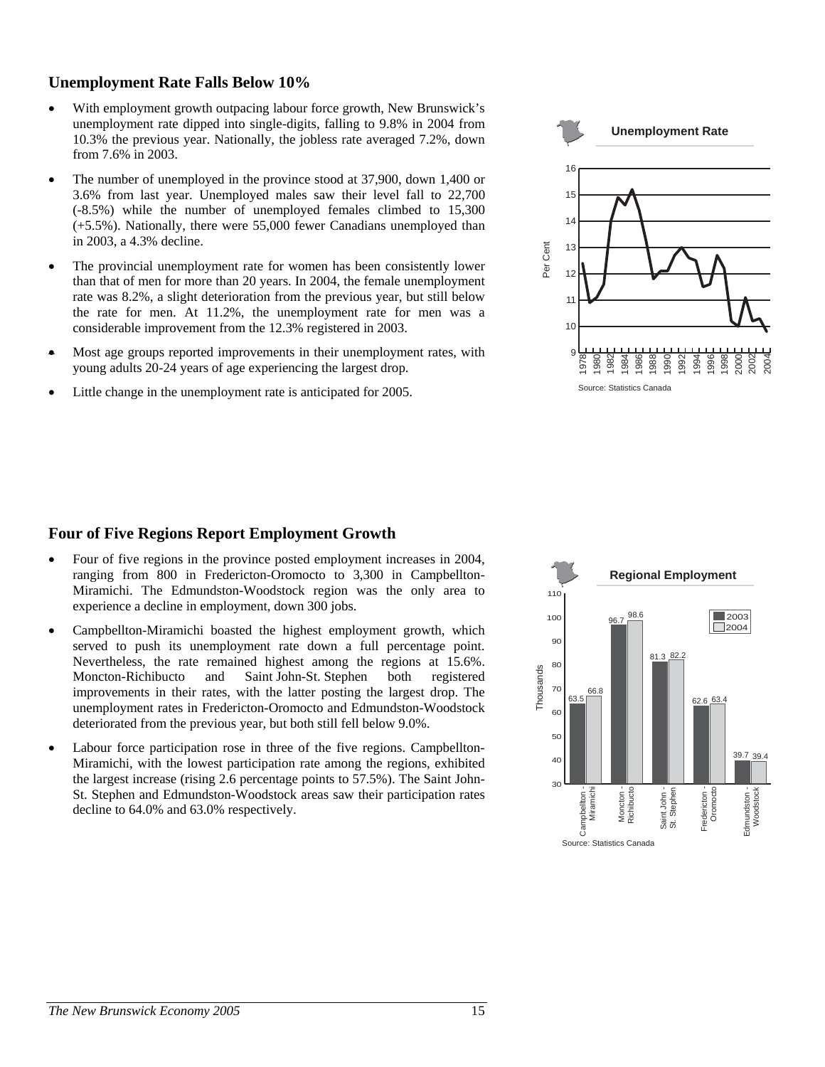## Unemployment Rate Falls Below 10%

- With employment growth outpacing labour force growth, New Brunswick's unemployment rate dipped into single-digits, falling to 9.8% in 2004 from 10.3% the previous year. Nationally, the jobless rate averaged 7.2%, down from 7.6% in 2003.
- The number of unemployed in the province stood at 37,900, down 1,400 or 3.6% from last year. Unemployed males saw their level fall to 22,700 (-8.5%) while the number of unemployed females climbed to 15,300 (+5.5%). Nationally, there were 55,000 fewer Canadians unemployed than in 2003, a 4.3% decline.
- The provincial unemployment rate for women has been consistently lower than that of men for more than 20 years. In 2004, the female unemployment rate was 8.2%, a slight deterioration from the previous year, but still below the rate for men. At 11.2%, the unemployment rate for men was a considerable improvement from the 12.3% registered in 2003.
- Most age groups reported improvements in their unemployment rates, with young adults 20-24 years of age experiencing the largest drop.
- Little change in the unemployment rate is anticipated for 2005.

**Unemployment Rate**

Source: Statistics Canada

## Four of Five Regions Report Employment Growth

- Four of five regions in the province posted employment increases in 2004, ranging from 800 in Fredericton-Oromocto to 3,300 in Campbellton-Miramichi. The Edmundston-Woodstock region was the only area to experience a decline in employment, down 300 jobs.
- Campbellton-Miramichi boasted the highest employment growth, which served to push its unemployment rate down a full percentage point. Nevertheless, the rate remained highest among the regions at 15.6%. Moncton-Richibucto and Saint John-St. Stephen both registered improvements in their rates, with the latter posting the largest drop. The unemployment rates in Fredericton-Oromocto and Edmundston-Woodstock deteriorated from the previous year, but both still fell below 9.0%.
- Labour force participation rose in three of the five regions. Campbellton-Miramichi, with the lowest participation rate among the regions, exhibited the largest increase (rising 2.6 percentage points to 57.5%). The Saint John-St. Stephen and Edmundston-Woodstock areas saw their participation rates decline to 64.0% and 63.0% respectively.

**Regional Employment** (Thousands)

| Region | 2003 | 2004 |
| --- | --- | --- |
| Campbellton - Miramichi | 63.5 | 66.8 |
| Moncton - Richibucto | 96.7 | 98.6 |
| Saint John - St. Stephen | 81.3 | 82.2 |
| Fredericton - Oromocto | 62.6 | 63.4 |
| Edmundston - Woodstock | 39.7 | 39.4 |

Source: Statistics Canada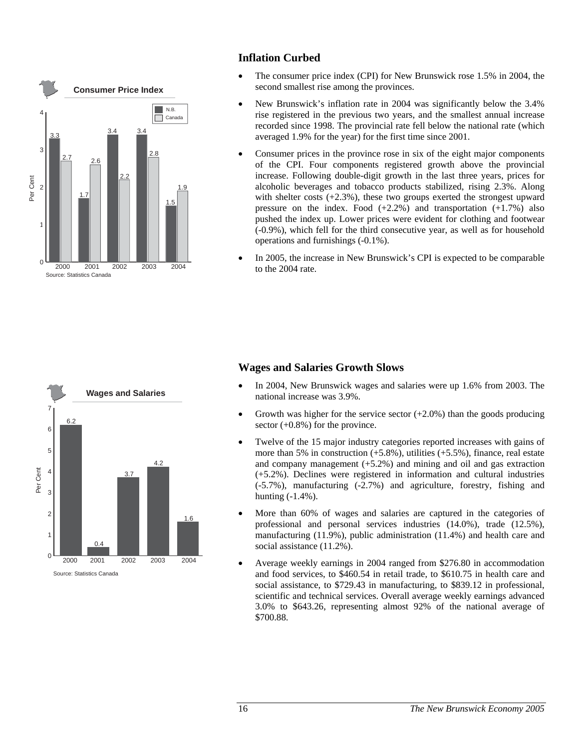## Inflation Curbed

**Consumer Price Index**

| Year | N.B. | Canada |
|---|---|---|
| 2000 | 3.3 | 2.7 |
| 2001 | 1.7 | 2.6 |
| 2002 | 3.4 | 2.2 |
| 2003 | 3.4 | 2.8 |
| 2004 | 1.5 | 1.9 |

Per Cent

Source: Statistics Canada

- The consumer price index (CPI) for New Brunswick rose 1.5% in 2004, the second smallest rise among the provinces.
- New Brunswick's inflation rate in 2004 was significantly below the 3.4% rise registered in the previous two years, and the smallest annual increase recorded since 1998. The provincial rate fell below the national rate (which averaged 1.9% for the year) for the first time since 2001.
- Consumer prices in the province rose in six of the eight major components of the CPI. Four components registered growth above the provincial increase. Following double-digit growth in the last three years, prices for alcoholic beverages and tobacco products stabilized, rising 2.3%. Along with shelter costs (+2.3%), these two groups exerted the strongest upward pressure on the index. Food (+2.2%) and transportation (+1.7%) also pushed the index up. Lower prices were evident for clothing and footwear (-0.9%), which fell for the third consecutive year, as well as for household operations and furnishings (-0.1%).
- In 2005, the increase in New Brunswick's CPI is expected to be comparable to the 2004 rate.

## Wages and Salaries Growth Slows

**Wages and Salaries**

| Year | Per Cent |
|---|---|
| 2000 | 6.2 |
| 2001 | 0.4 |
| 2002 | 3.7 |
| 2003 | 4.2 |
| 2004 | 1.6 |

Source: Statistics Canada

- In 2004, New Brunswick wages and salaries were up 1.6% from 2003. The national increase was 3.9%.
- Growth was higher for the service sector (+2.0%) than the goods producing sector (+0.8%) for the province.
- Twelve of the 15 major industry categories reported increases with gains of more than 5% in construction (+5.8%), utilities (+5.5%), finance, real estate and company management (+5.2%) and mining and oil and gas extraction (+5.2%). Declines were registered in information and cultural industries (-5.7%), manufacturing (-2.7%) and agriculture, forestry, fishing and hunting (-1.4%).
- More than 60% of wages and salaries are captured in the categories of professional and personal services industries (14.0%), trade (12.5%), manufacturing (11.9%), public administration (11.4%) and health care and social assistance (11.2%).
- Average weekly earnings in 2004 ranged from $276.80 in accommodation and food services, to $460.54 in retail trade, to $610.75 in health care and social assistance, to $729.43 in manufacturing, to $839.12 in professional, scientific and technical services. Overall average weekly earnings advanced 3.0% to $643.26, representing almost 92% of the national average of $700.88.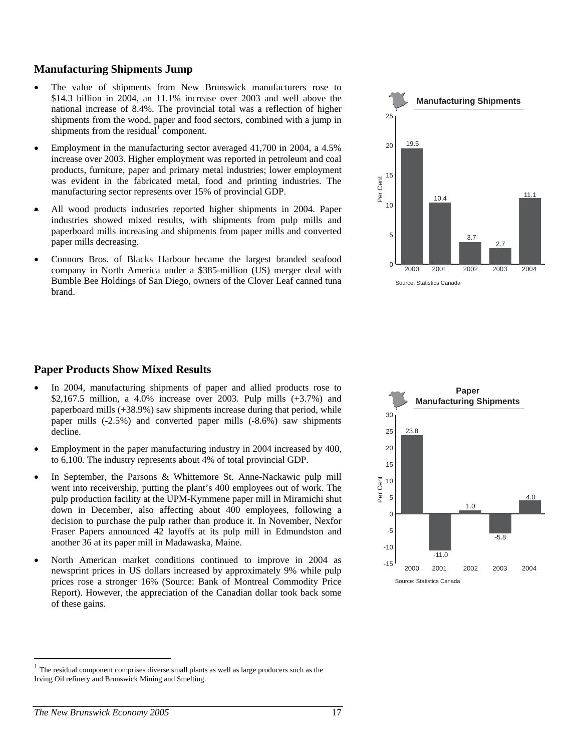## Manufacturing Shipments Jump

- The value of shipments from New Brunswick manufacturers rose to \$14.3 billion in 2004, an 11.1% increase over 2003 and well above the national increase of 8.4%. The provincial total was a reflection of higher shipments from the wood, paper and food sectors, combined with a jump in shipments from the residual[1] component.
- Employment in the manufacturing sector averaged 41,700 in 2004, a 4.5% increase over 2003. Higher employment was reported in petroleum and coal products, furniture, paper and primary metal industries; lower employment was evident in the fabricated metal, food and printing industries. The manufacturing sector represents over 15% of provincial GDP.
- All wood products industries reported higher shipments in 2004. Paper industries showed mixed results, with shipments from pulp mills and paperboard mills increasing and shipments from paper mills and converted paper mills decreasing.
- Connors Bros. of Blacks Harbour became the largest branded seafood company in North America under a \$385-million (US) merger deal with Bumble Bee Holdings of San Diego, owners of the Clover Leaf canned tuna brand.

**Manufacturing Shipments**

| Year | Per Cent |
|---|---|
| 2000 | 19.5 |
| 2001 | 10.4 |
| 2002 | 3.7 |
| 2003 | 2.7 |
| 2004 | 11.1 |

Source: Statistics Canada

## Paper Products Show Mixed Results

- In 2004, manufacturing shipments of paper and allied products rose to \$2,167.5 million, a 4.0% increase over 2003. Pulp mills (+3.7%) and paperboard mills (+38.9%) saw shipments increase during that period, while paper mills (-2.5%) and converted paper mills (-8.6%) saw shipments decline.
- Employment in the paper manufacturing industry in 2004 increased by 400, to 6,100. The industry represents about 4% of total provincial GDP.
- In September, the Parsons & Whittemore St. Anne-Nackawic pulp mill went into receivership, putting the plant's 400 employees out of work. The pulp production facility at the UPM-Kymmene paper mill in Miramichi shut down in December, also affecting about 400 employees, following a decision to purchase the pulp rather than produce it. In November, Nexfor Fraser Papers announced 42 layoffs at its pulp mill in Edmundston and another 36 at its paper mill in Madawaska, Maine.
- North American market conditions continued to improve in 2004 as newsprint prices in US dollars increased by approximately 9% while pulp prices rose a stronger 16% (Source: Bank of Montreal Commodity Price Report). However, the appreciation of the Canadian dollar took back some of these gains.

**Paper Manufacturing Shipments**

| Year | Per Cent |
|---|---|
| 2000 | 23.8 |
| 2001 | -11.0 |
| 2002 | 1.0 |
| 2003 | -5.8 |
| 2004 | 4.0 |

Source: Statistics Canada

[1] The residual component comprises diverse small plants as well as large producers such as the Irving Oil refinery and Brunswick Mining and Smelting.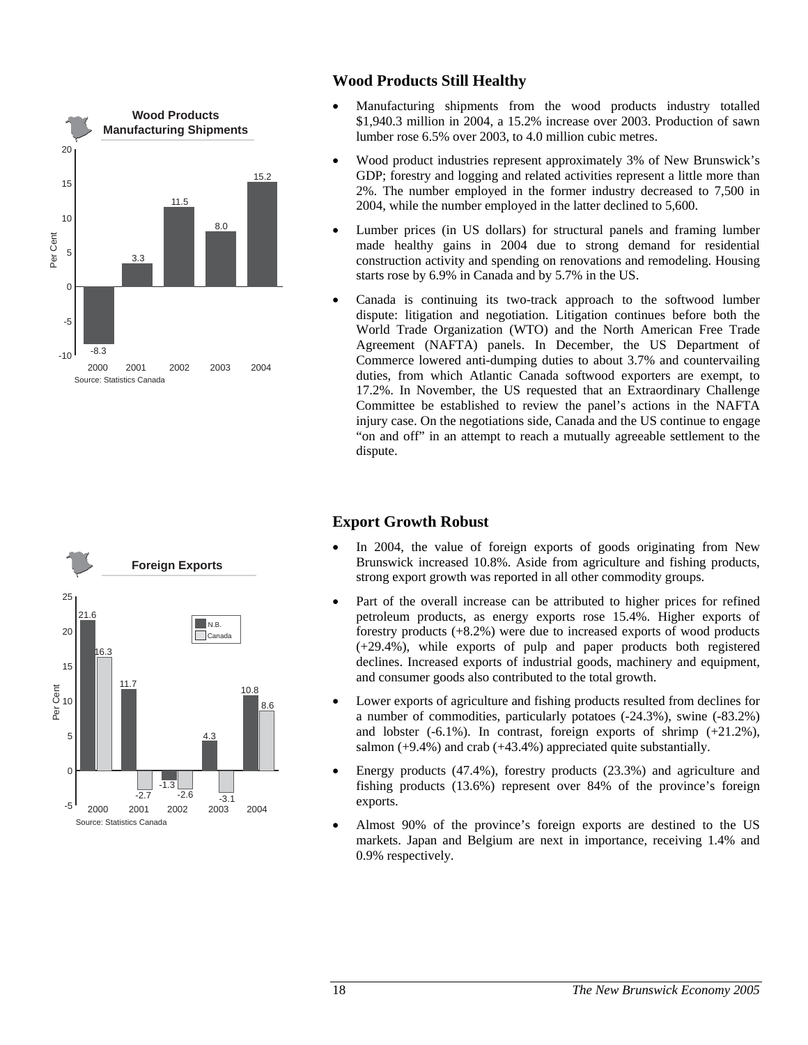**Wood Products Manufacturing Shipments**

| Year | Per Cent |
|---|---|
| 2000 | -8.3 |
| 2001 | 3.3 |
| 2002 | 11.5 |
| 2003 | 8.0 |
| 2004 | 15.2 |

Source: Statistics Canada

## Wood Products Still Healthy

- Manufacturing shipments from the wood products industry totalled $1,940.3 million in 2004, a 15.2% increase over 2003. Production of sawn lumber rose 6.5% over 2003, to 4.0 million cubic metres.
- Wood product industries represent approximately 3% of New Brunswick's GDP; forestry and logging and related activities represent a little more than 2%. The number employed in the former industry decreased to 7,500 in 2004, while the number employed in the latter declined to 5,600.
- Lumber prices (in US dollars) for structural panels and framing lumber made healthy gains in 2004 due to strong demand for residential construction activity and spending on renovations and remodeling. Housing starts rose by 6.9% in Canada and by 5.7% in the US.
- Canada is continuing its two-track approach to the softwood lumber dispute: litigation and negotiation. Litigation continues before both the World Trade Organization (WTO) and the North American Free Trade Agreement (NAFTA) panels. In December, the US Department of Commerce lowered anti-dumping duties to about 3.7% and countervailing duties, from which Atlantic Canada softwood exporters are exempt, to 17.2%. In November, the US requested that an Extraordinary Challenge Committee be established to review the panel's actions in the NAFTA injury case. On the negotiations side, Canada and the US continue to engage "on and off" in an attempt to reach a mutually agreeable settlement to the dispute.

**Foreign Exports**

| Year | N.B. (Per Cent) | Canada (Per Cent) |
|---|---|---|
| 2000 | 21.6 | 16.3 |
| 2001 | 11.7 | -2.7 |
| 2002 | -1.3 | -2.6 |
| 2003 | 4.3 | -3.1 |
| 2004 | 10.8 | 8.6 |

Source: Statistics Canada

## Export Growth Robust

- In 2004, the value of foreign exports of goods originating from New Brunswick increased 10.8%. Aside from agriculture and fishing products, strong export growth was reported in all other commodity groups.
- Part of the overall increase can be attributed to higher prices for refined petroleum products, as energy exports rose 15.4%. Higher exports of forestry products (+8.2%) were due to increased exports of wood products (+29.4%), while exports of pulp and paper products both registered declines. Increased exports of industrial goods, machinery and equipment, and consumer goods also contributed to the total growth.
- Lower exports of agriculture and fishing products resulted from declines for a number of commodities, particularly potatoes (-24.3%), swine (-83.2%) and lobster (-6.1%). In contrast, foreign exports of shrimp (+21.2%), salmon (+9.4%) and crab (+43.4%) appreciated quite substantially.
- Energy products (47.4%), forestry products (23.3%) and agriculture and fishing products (13.6%) represent over 84% of the province's foreign exports.
- Almost 90% of the province's foreign exports are destined to the US markets. Japan and Belgium are next in importance, receiving 1.4% and 0.9% respectively.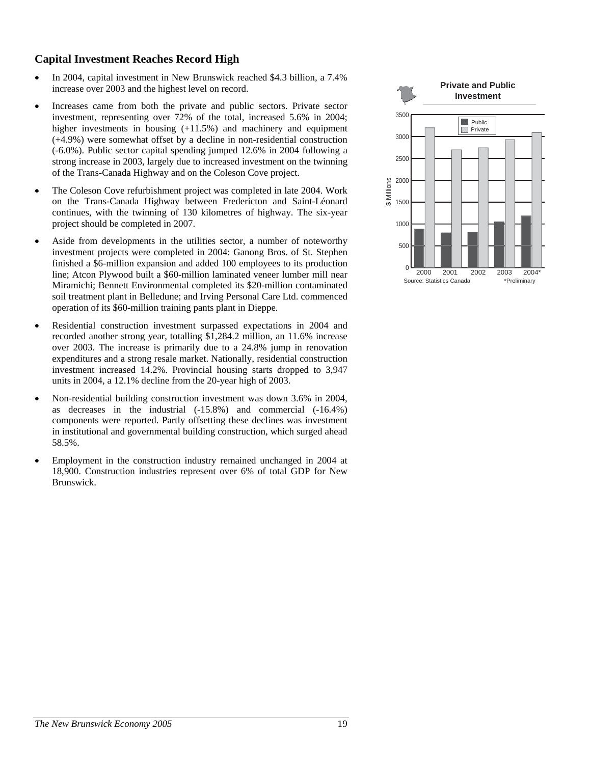## Capital Investment Reaches Record High

- In 2004, capital investment in New Brunswick reached $4.3 billion, a 7.4% increase over 2003 and the highest level on record.
- Increases came from both the private and public sectors. Private sector investment, representing over 72% of the total, increased 5.6% in 2004; higher investments in housing (+11.5%) and machinery and equipment (+4.9%) were somewhat offset by a decline in non-residential construction (-6.0%). Public sector capital spending jumped 12.6% in 2004 following a strong increase in 2003, largely due to increased investment on the twinning of the Trans-Canada Highway and on the Coleson Cove project.
- The Coleson Cove refurbishment project was completed in late 2004. Work on the Trans-Canada Highway between Fredericton and Saint-Léonard continues, with the twinning of 130 kilometres of highway. The six-year project should be completed in 2007.
- Aside from developments in the utilities sector, a number of noteworthy investment projects were completed in 2004: Ganong Bros. of St. Stephen finished a $6-million expansion and added 100 employees to its production line; Atcon Plywood built a $60-million laminated veneer lumber mill near Miramichi; Bennett Environmental completed its $20-million contaminated soil treatment plant in Belledune; and Irving Personal Care Ltd. commenced operation of its $60-million training pants plant in Dieppe.
- Residential construction investment surpassed expectations in 2004 and recorded another strong year, totalling $1,284.2 million, an 11.6% increase over 2003. The increase is primarily due to a 24.8% jump in renovation expenditures and a strong resale market. Nationally, residential construction investment increased 14.2%. Provincial housing starts dropped to 3,947 units in 2004, a 12.1% decline from the 20-year high of 2003.
- Non-residential building construction investment was down 3.6% in 2004, as decreases in the industrial (-15.8%) and commercial (-16.4%) components were reported. Partly offsetting these declines was investment in institutional and governmental building construction, which surged ahead 58.5%.
- Employment in the construction industry remained unchanged in 2004 at 18,900. Construction industries represent over 6% of total GDP for New Brunswick.

**Private and Public Investment**

($ Millions; bar chart: Public and Private, 2000–2004*)

Source: Statistics Canada *Preliminary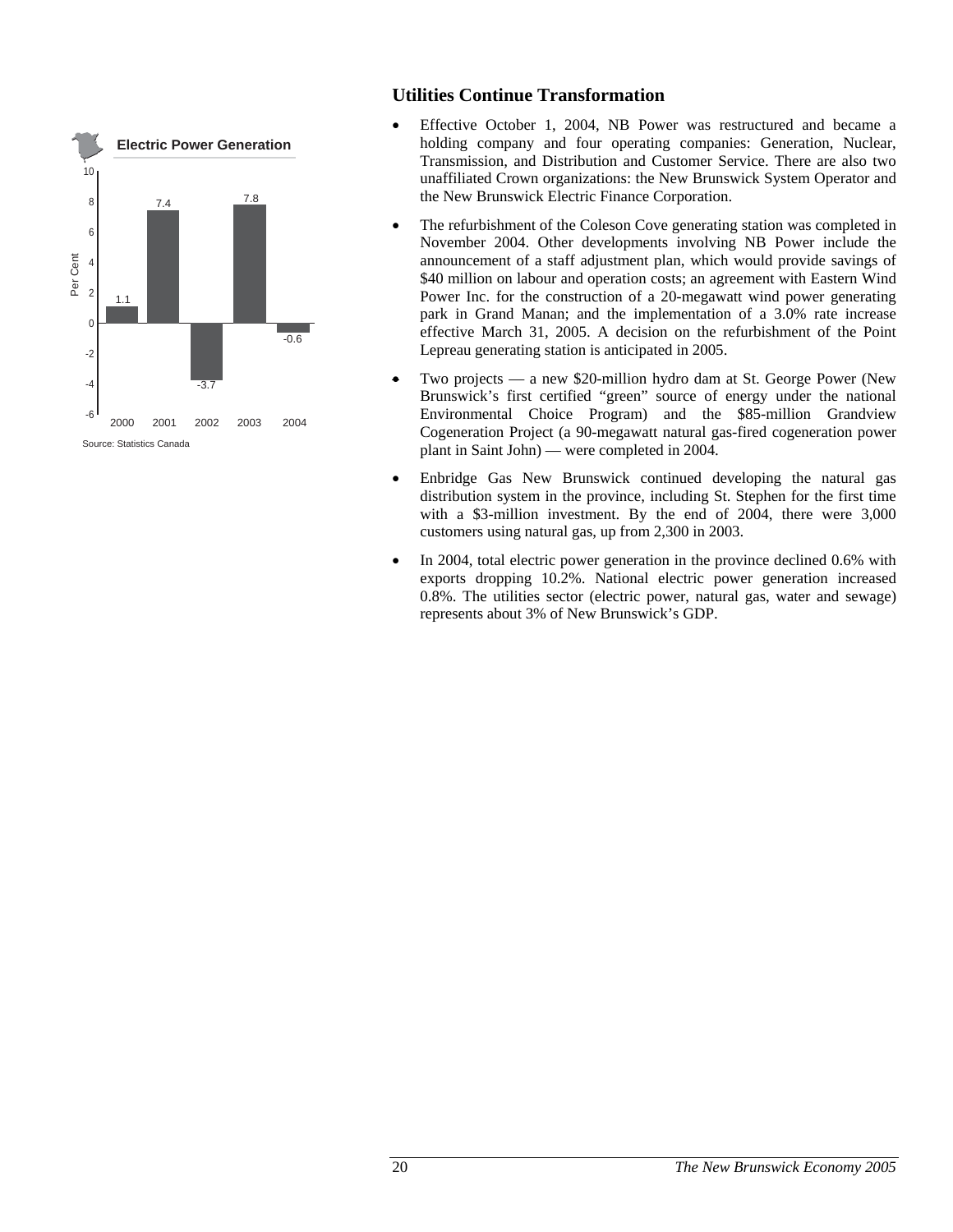**Electric Power Generation**

| Year | Per Cent |
|---|---|
| 2000 | 1.1 |
| 2001 | 7.4 |
| 2002 | -3.7 |
| 2003 | 7.8 |
| 2004 | -0.6 |

Source: Statistics Canada

## Utilities Continue Transformation

- Effective October 1, 2004, NB Power was restructured and became a holding company and four operating companies: Generation, Nuclear, Transmission, and Distribution and Customer Service. There are also two unaffiliated Crown organizations: the New Brunswick System Operator and the New Brunswick Electric Finance Corporation.
- The refurbishment of the Coleson Cove generating station was completed in November 2004. Other developments involving NB Power include the announcement of a staff adjustment plan, which would provide savings of $40 million on labour and operation costs; an agreement with Eastern Wind Power Inc. for the construction of a 20-megawatt wind power generating park in Grand Manan; and the implementation of a 3.0% rate increase effective March 31, 2005. A decision on the refurbishment of the Point Lepreau generating station is anticipated in 2005.
- Two projects — a new $20-million hydro dam at St. George Power (New Brunswick's first certified "green" source of energy under the national Environmental Choice Program) and the $85-million Grandview Cogeneration Project (a 90-megawatt natural gas-fired cogeneration power plant in Saint John) — were completed in 2004.
- Enbridge Gas New Brunswick continued developing the natural gas distribution system in the province, including St. Stephen for the first time with a $3-million investment. By the end of 2004, there were 3,000 customers using natural gas, up from 2,300 in 2003.
- In 2004, total electric power generation in the province declined 0.6% with exports dropping 10.2%. National electric power generation increased 0.8%. The utilities sector (electric power, natural gas, water and sewage) represents about 3% of New Brunswick's GDP.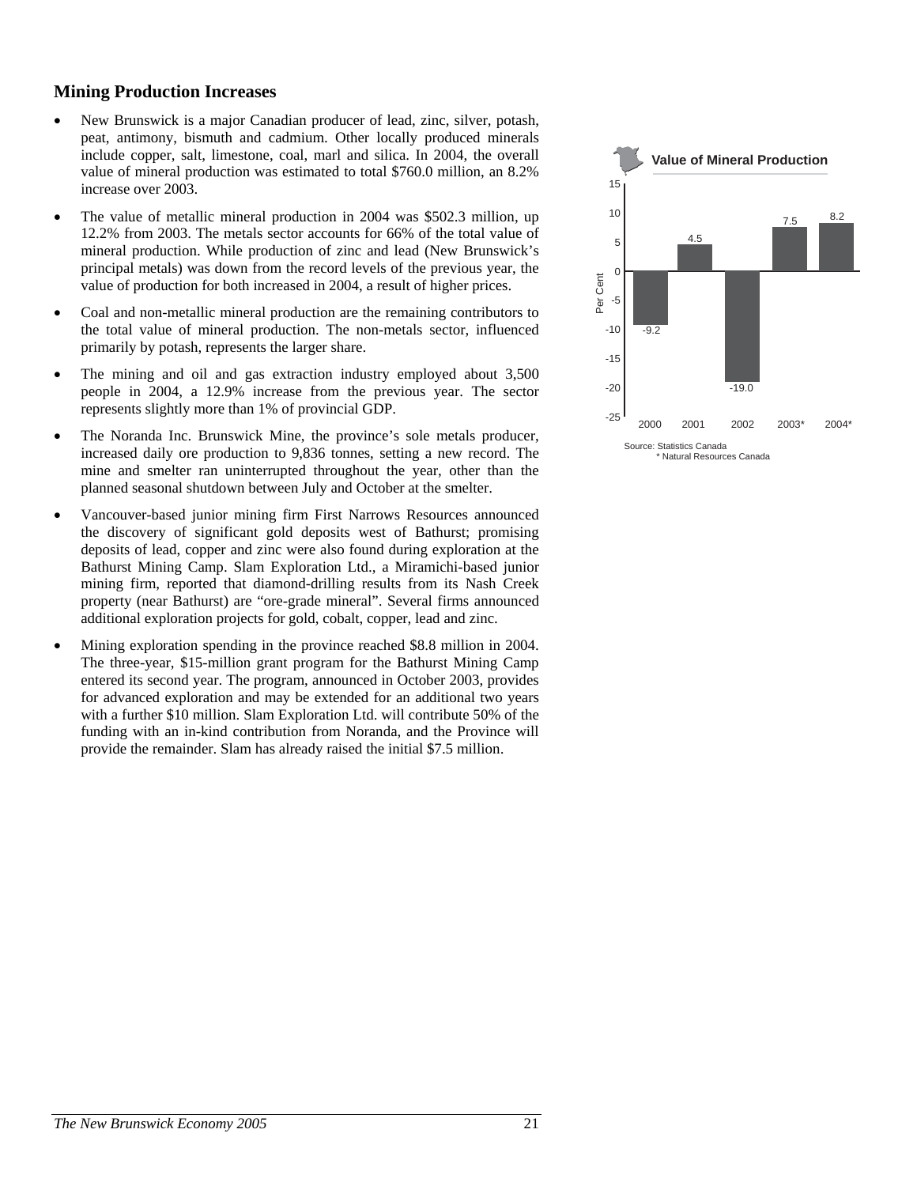## Mining Production Increases

- New Brunswick is a major Canadian producer of lead, zinc, silver, potash, peat, antimony, bismuth and cadmium. Other locally produced minerals include copper, salt, limestone, coal, marl and silica. In 2004, the overall value of mineral production was estimated to total $760.0 million, an 8.2% increase over 2003.
- The value of metallic mineral production in 2004 was $502.3 million, up 12.2% from 2003. The metals sector accounts for 66% of the total value of mineral production. While production of zinc and lead (New Brunswick's principal metals) was down from the record levels of the previous year, the value of production for both increased in 2004, a result of higher prices.
- Coal and non-metallic mineral production are the remaining contributors to the total value of mineral production. The non-metals sector, influenced primarily by potash, represents the larger share.
- The mining and oil and gas extraction industry employed about 3,500 people in 2004, a 12.9% increase from the previous year. The sector represents slightly more than 1% of provincial GDP.
- The Noranda Inc. Brunswick Mine, the province's sole metals producer, increased daily ore production to 9,836 tonnes, setting a new record. The mine and smelter ran uninterrupted throughout the year, other than the planned seasonal shutdown between July and October at the smelter.
- Vancouver-based junior mining firm First Narrows Resources announced the discovery of significant gold deposits west of Bathurst; promising deposits of lead, copper and zinc were also found during exploration at the Bathurst Mining Camp. Slam Exploration Ltd., a Miramichi-based junior mining firm, reported that diamond-drilling results from its Nash Creek property (near Bathurst) are "ore-grade mineral". Several firms announced additional exploration projects for gold, cobalt, copper, lead and zinc.
- Mining exploration spending in the province reached $8.8 million in 2004. The three-year, $15-million grant program for the Bathurst Mining Camp entered its second year. The program, announced in October 2003, provides for advanced exploration and may be extended for an additional two years with a further $10 million. Slam Exploration Ltd. will contribute 50% of the funding with an in-kind contribution from Noranda, and the Province will provide the remainder. Slam has already raised the initial $7.5 million.

**Value of Mineral Production**

| Year | Per Cent |
|---|---|
| 2000 | -9.2 |
| 2001 | 4.5 |
| 2002 | -19.0 |
| 2003* | 7.5 |
| 2004* | 8.2 |

Source: Statistics Canada
\* Natural Resources Canada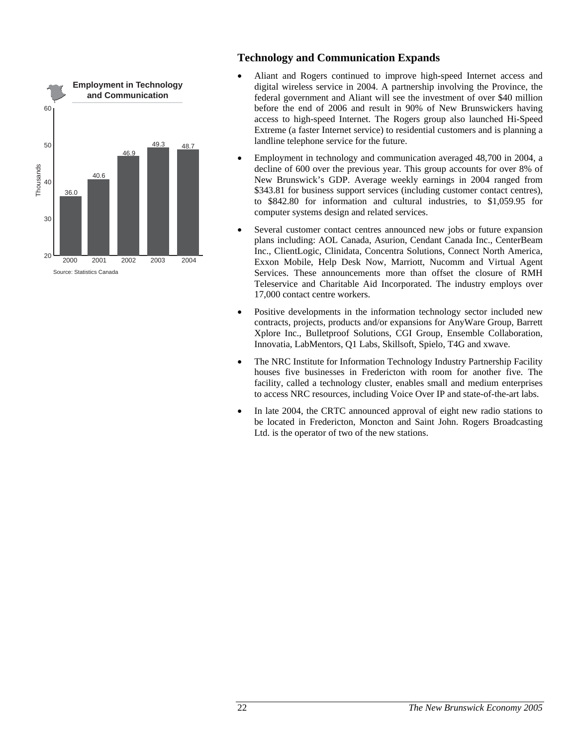**Employment in Technology and Communication**

| Year | Thousands |
|---|---|
| 2000 | 36.0 |
| 2001 | 40.6 |
| 2002 | 46.9 |
| 2003 | 49.3 |
| 2004 | 48.7 |

Source: Statistics Canada

## Technology and Communication Expands

- Aliant and Rogers continued to improve high-speed Internet access and digital wireless service in 2004. A partnership involving the Province, the federal government and Aliant will see the investment of over $40 million before the end of 2006 and result in 90% of New Brunswickers having access to high-speed Internet. The Rogers group also launched Hi-Speed Extreme (a faster Internet service) to residential customers and is planning a landline telephone service for the future.
- Employment in technology and communication averaged 48,700 in 2004, a decline of 600 over the previous year. This group accounts for over 8% of New Brunswick's GDP. Average weekly earnings in 2004 ranged from $343.81 for business support services (including customer contact centres), to $842.80 for information and cultural industries, to $1,059.95 for computer systems design and related services.
- Several customer contact centres announced new jobs or future expansion plans including: AOL Canada, Asurion, Cendant Canada Inc., CenterBeam Inc., ClientLogic, Clinidata, Concentra Solutions, Connect North America, Exxon Mobile, Help Desk Now, Marriott, Nucomm and Virtual Agent Services. These announcements more than offset the closure of RMH Teleservice and Charitable Aid Incorporated. The industry employs over 17,000 contact centre workers.
- Positive developments in the information technology sector included new contracts, projects, products and/or expansions for AnyWare Group, Barrett Xplore Inc., Bulletproof Solutions, CGI Group, Ensemble Collaboration, Innovatia, LabMentors, Q1 Labs, Skillsoft, Spielo, T4G and xwave.
- The NRC Institute for Information Technology Industry Partnership Facility houses five businesses in Fredericton with room for another five. The facility, called a technology cluster, enables small and medium enterprises to access NRC resources, including Voice Over IP and state-of-the-art labs.
- In late 2004, the CRTC announced approval of eight new radio stations to be located in Fredericton, Moncton and Saint John. Rogers Broadcasting Ltd. is the operator of two of the new stations.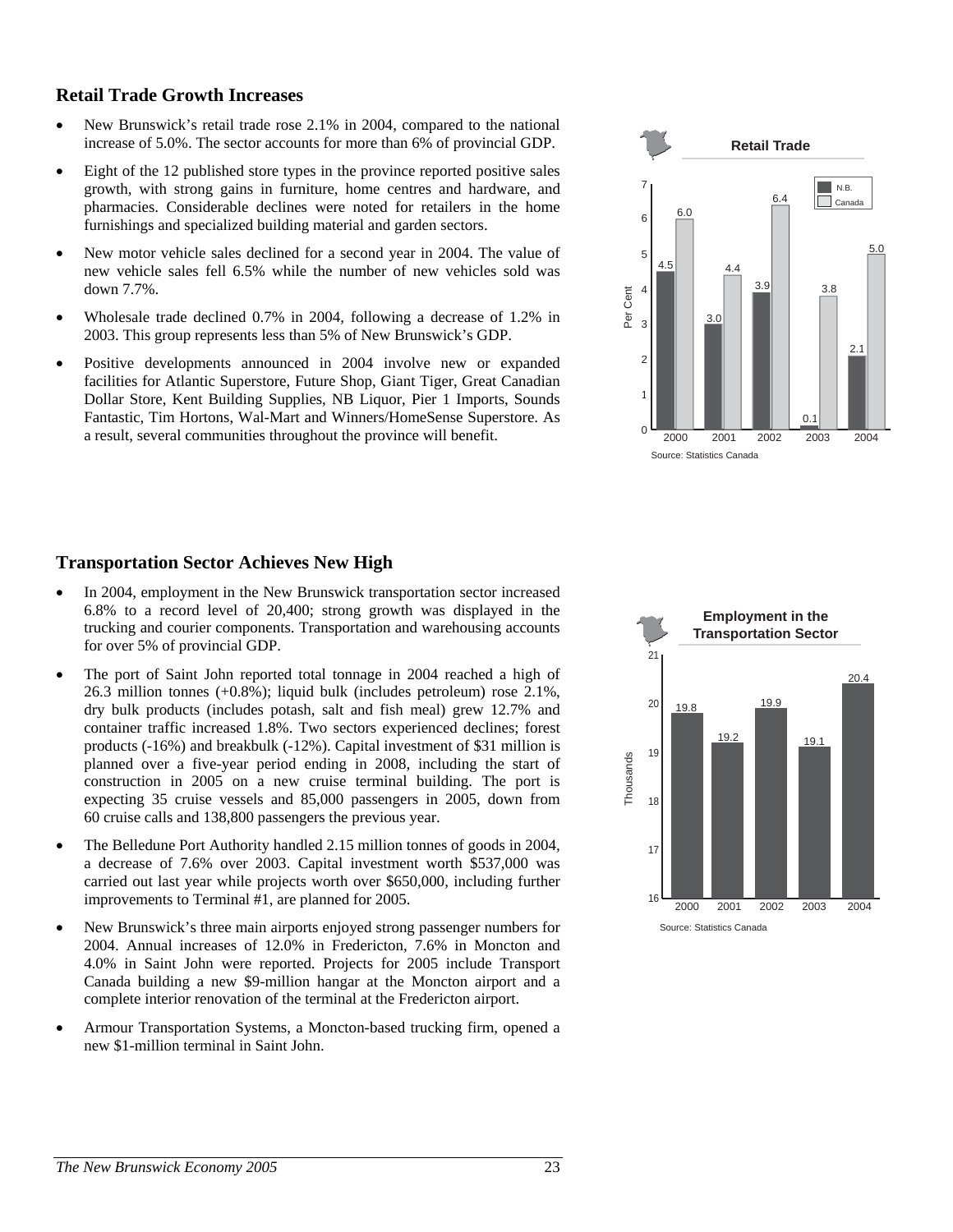## Retail Trade Growth Increases

- New Brunswick's retail trade rose 2.1% in 2004, compared to the national increase of 5.0%. The sector accounts for more than 6% of provincial GDP.
- Eight of the 12 published store types in the province reported positive sales growth, with strong gains in furniture, home centres and hardware, and pharmacies. Considerable declines were noted for retailers in the home furnishings and specialized building material and garden sectors.
- New motor vehicle sales declined for a second year in 2004. The value of new vehicle sales fell 6.5% while the number of new vehicles sold was down 7.7%.
- Wholesale trade declined 0.7% in 2004, following a decrease of 1.2% in 2003. This group represents less than 5% of New Brunswick's GDP.
- Positive developments announced in 2004 involve new or expanded facilities for Atlantic Superstore, Future Shop, Giant Tiger, Great Canadian Dollar Store, Kent Building Supplies, NB Liquor, Pier 1 Imports, Sounds Fantastic, Tim Hortons, Wal-Mart and Winners/HomeSense Superstore. As a result, several communities throughout the province will benefit.

**Retail Trade**

| Year | N.B. (Per Cent) | Canada (Per Cent) |
|---|---|---|
| 2000 | 4.5 | 6.0 |
| 2001 | 3.0 | 4.4 |
| 2002 | 3.9 | 6.4 |
| 2003 | 0.1 | 3.8 |
| 2004 | 2.1 | 5.0 |

Source: Statistics Canada

## Transportation Sector Achieves New High

- In 2004, employment in the New Brunswick transportation sector increased 6.8% to a record level of 20,400; strong growth was displayed in the trucking and courier components. Transportation and warehousing accounts for over 5% of provincial GDP.
- The port of Saint John reported total tonnage in 2004 reached a high of 26.3 million tonnes (+0.8%); liquid bulk (includes petroleum) rose 2.1%, dry bulk products (includes potash, salt and fish meal) grew 12.7% and container traffic increased 1.8%. Two sectors experienced declines; forest products (-16%) and breakbulk (-12%). Capital investment of $31 million is planned over a five-year period ending in 2008, including the start of construction in 2005 on a new cruise terminal building. The port is expecting 35 cruise vessels and 85,000 passengers in 2005, down from 60 cruise calls and 138,800 passengers the previous year.
- The Belledune Port Authority handled 2.15 million tonnes of goods in 2004, a decrease of 7.6% over 2003. Capital investment worth $537,000 was carried out last year while projects worth over $650,000, including further improvements to Terminal #1, are planned for 2005.
- New Brunswick's three main airports enjoyed strong passenger numbers for 2004. Annual increases of 12.0% in Fredericton, 7.6% in Moncton and 4.0% in Saint John were reported. Projects for 2005 include Transport Canada building a new $9-million hangar at the Moncton airport and a complete interior renovation of the terminal at the Fredericton airport.
- Armour Transportation Systems, a Moncton-based trucking firm, opened a new $1-million terminal in Saint John.

**Employment in the Transportation Sector**

| Year | Thousands |
|---|---|
| 2000 | 19.8 |
| 2001 | 19.2 |
| 2002 | 19.9 |
| 2003 | 19.1 |
| 2004 | 20.4 |

Source: Statistics Canada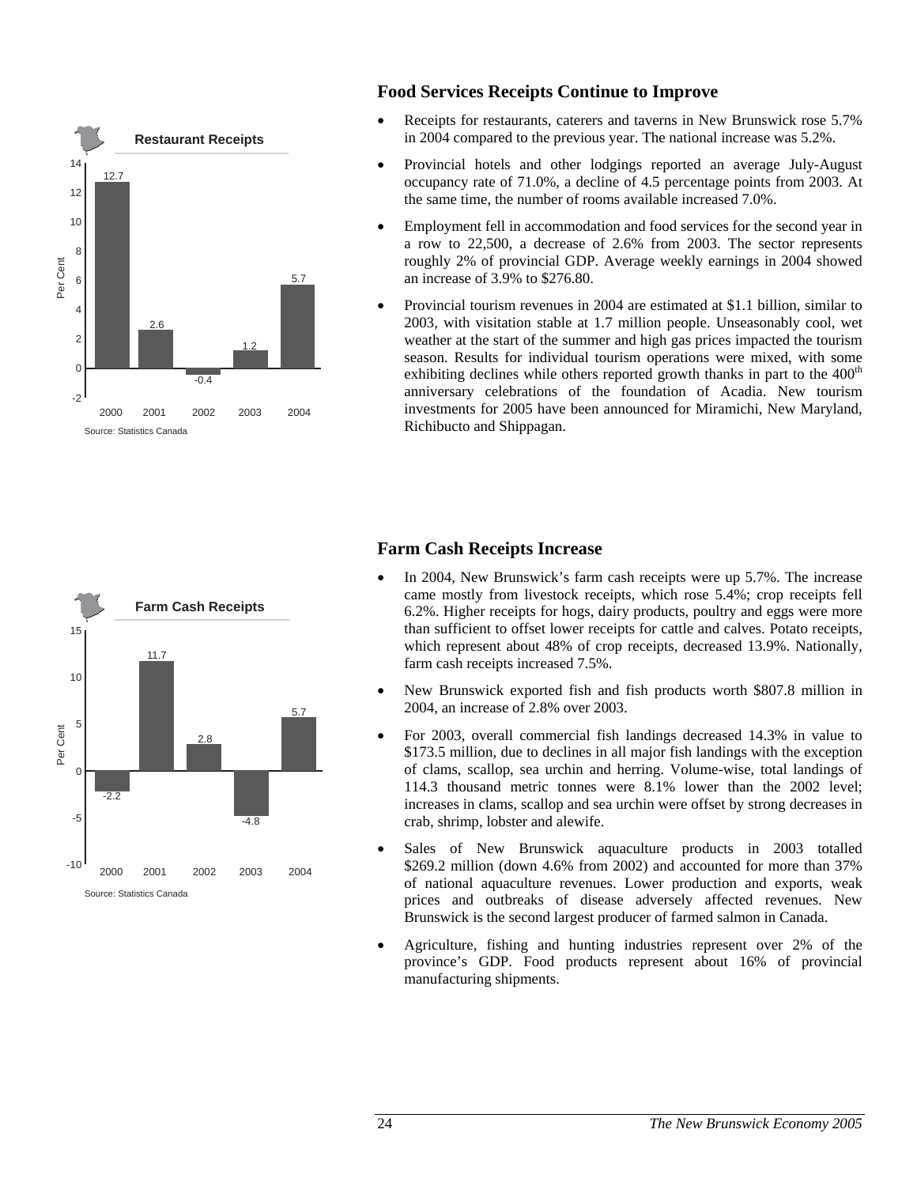Restant Receipts

Restaurant Receipts

Per Cent

14
12
10
8
6
4
2
0
-2

12.7
2.6
-0.4
1.2
5.7

2000 2001 2002 2003 2004

Source: Statistics Canada

## Food Services Receipts Continue to Improve

- Receipts for restaurants, caterers and taverns in New Brunswick rose 5.7% in 2004 compared to the previous year. The national increase was 5.2%.
- Provincial hotels and other lodgings reported an average July-August occupancy rate of 71.0%, a decline of 4.5 percentage points from 2003. At the same time, the number of rooms available increased 7.0%.
- Employment fell in accommodation and food services for the second year in a row to 22,500, a decrease of 2.6% from 2003. The sector represents roughly 2% of provincial GDP. Average weekly earnings in 2004 showed an increase of 3.9% to $276.80.
- Provincial tourism revenues in 2004 are estimated at $1.1 billion, similar to 2003, with visitation stable at 1.7 million people. Unseasonably cool, wet weather at the start of the summer and high gas prices impacted the tourism season. Results for individual tourism operations were mixed, with some exhibiting declines while others reported growth thanks in part to the 400th anniversary celebrations of the foundation of Acadia. New tourism investments for 2005 have been announced for Miramichi, New Maryland, Richibucto and Shippagan.

Farm Cash Receipts

Per Cent

15
10
5
0
-5
-10

-2.2
11.7
2.8
-4.8
5.7

2000 2001 2002 2003 2004

Source: Statistics Canada

## Farm Cash Receipts Increase

- In 2004, New Brunswick's farm cash receipts were up 5.7%. The increase came mostly from livestock receipts, which rose 5.4%; crop receipts fell 6.2%. Higher receipts for hogs, dairy products, poultry and eggs were more than sufficient to offset lower receipts for cattle and calves. Potato receipts, which represent about 48% of crop receipts, decreased 13.9%. Nationally, farm cash receipts increased 7.5%.
- New Brunswick exported fish and fish products worth $807.8 million in 2004, an increase of 2.8% over 2003.
- For 2003, overall commercial fish landings decreased 14.3% in value to $173.5 million, due to declines in all major fish landings with the exception of clams, scallop, sea urchin and herring. Volume-wise, total landings of 114.3 thousand metric tonnes were 8.1% lower than the 2002 level; increases in clams, scallop and sea urchin were offset by strong decreases in crab, shrimp, lobster and alewife.
- Sales of New Brunswick aquaculture products in 2003 totalled $269.2 million (down 4.6% from 2002) and accounted for more than 37% of national aquaculture revenues. Lower production and exports, weak prices and outbreaks of disease adversely affected revenues. New Brunswick is the second largest producer of farmed salmon in Canada.
- Agriculture, fishing and hunting industries represent over 2% of the province's GDP. Food products represent about 16% of provincial manufacturing shipments.